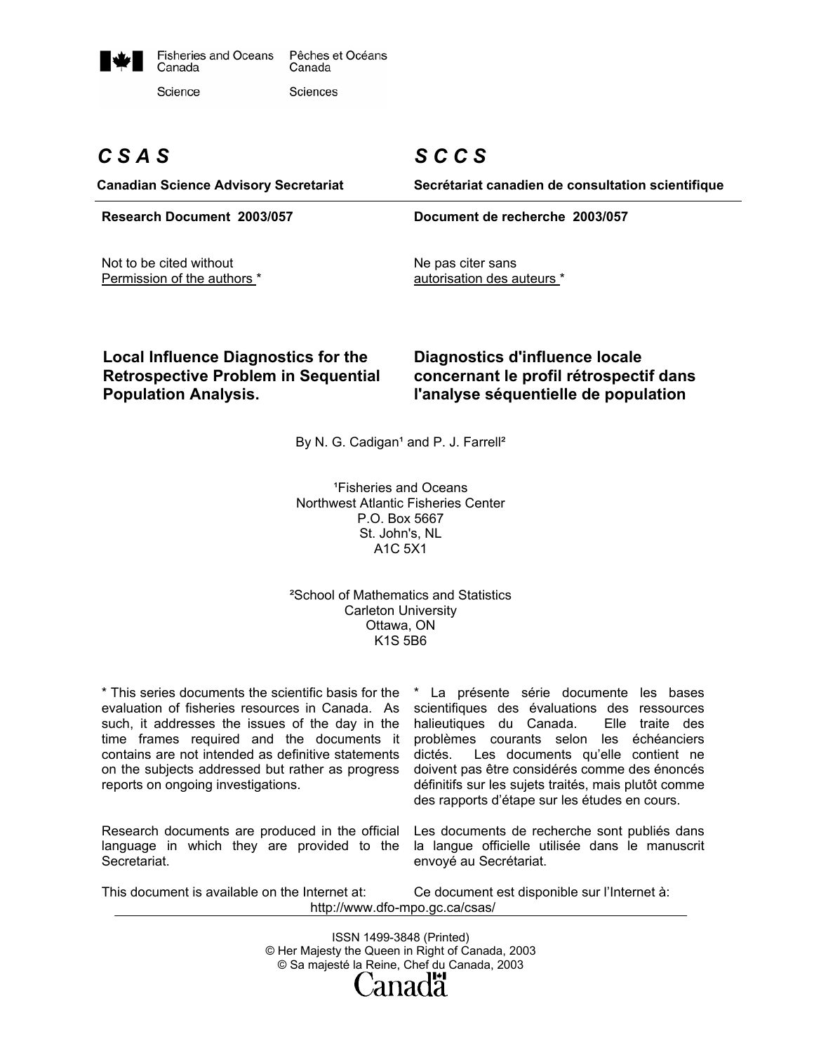Fisheries and Oceans Canada — Pêches et Océans Canada

Science — Sciences

# C S A S

**Canadian Science Advisory Secretariat**

**Research Document 2003/057**

Not to be cited without Permission of the authors *

# S C C S

**Secrétariat canadien de consultation scientifique**

**Document de recherche 2003/057**

Ne pas citer sans autorisation des auteurs *

## Local Influence Diagnostics for the Retrospective Problem in Sequential Population Analysis.

## Diagnostics d'influence locale concernant le profil rétrospectif dans l'analyse séquentielle de population

By N. G. Cadigan[1] and P. J. Farrell[2]

[1]Fisheries and Oceans
Northwest Atlantic Fisheries Center
P.O. Box 5667
St. John's, NL
A1C 5X1

[2]School of Mathematics and Statistics
Carleton University
Ottawa, ON
K1S 5B6

* This series documents the scientific basis for the evaluation of fisheries resources in Canada. As such, it addresses the issues of the day in the time frames required and the documents it contains are not intended as definitive statements on the subjects addressed but rather as progress reports on ongoing investigations.

Research documents are produced in the official language in which they are provided to the Secretariat.

This document is available on the Internet at:

* La présente série documente les bases scientifiques des évaluations des ressources halieutiques du Canada. Elle traite des problèmes courants selon les échéanciers dictés. Les documents qu'elle contient ne doivent pas être considérés comme des énoncés définitifs sur les sujets traités, mais plutôt comme des rapports d'étape sur les études en cours.

Les documents de recherche sont publiés dans la langue officielle utilisée dans le manuscrit envoyé au Secrétariat.

Ce document est disponible sur l'Internet à:

http://www.dfo-mpo.gc.ca/csas/

ISSN 1499-3848 (Printed)
© Her Majesty the Queen in Right of Canada, 2003
© Sa majesté la Reine, Chef du Canada, 2003

Canada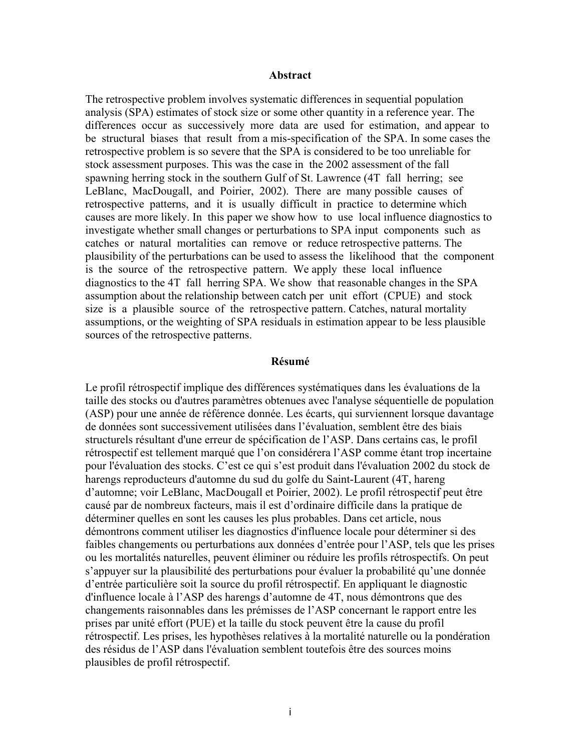## Abstract

The retrospective problem involves systematic differences in sequential population analysis (SPA) estimates of stock size or some other quantity in a reference year. The differences occur as successively more data are used for estimation, and appear to be structural biases that result from a mis-specification of the SPA. In some cases the retrospective problem is so severe that the SPA is considered to be too unreliable for stock assessment purposes. This was the case in the 2002 assessment of the fall spawning herring stock in the southern Gulf of St. Lawrence (4T fall herring; see LeBlanc, MacDougall, and Poirier, 2002). There are many possible causes of retrospective patterns, and it is usually difficult in practice to determine which causes are more likely. In this paper we show how to use local influence diagnostics to investigate whether small changes or perturbations to SPA input components such as catches or natural mortalities can remove or reduce retrospective patterns. The plausibility of the perturbations can be used to assess the likelihood that the component is the source of the retrospective pattern. We apply these local influence diagnostics to the 4T fall herring SPA. We show that reasonable changes in the SPA assumption about the relationship between catch per unit effort (CPUE) and stock size is a plausible source of the retrospective pattern. Catches, natural mortality assumptions, or the weighting of SPA residuals in estimation appear to be less plausible sources of the retrospective patterns.

## Résumé

Le profil rétrospectif implique des différences systématiques dans les évaluations de la taille des stocks ou d'autres paramètres obtenues avec l'analyse séquentielle de population (ASP) pour une année de référence donnée. Les écarts, qui surviennent lorsque davantage de données sont successivement utilisées dans l'évaluation, semblent être des biais structurels résultant d'une erreur de spécification de l'ASP. Dans certains cas, le profil rétrospectif est tellement marqué que l'on considérera l'ASP comme étant trop incertaine pour l'évaluation des stocks. C'est ce qui s'est produit dans l'évaluation 2002 du stock de harengs reproducteurs d'automne du sud du golfe du Saint-Laurent (4T, hareng d'automne; voir LeBlanc, MacDougall et Poirier, 2002). Le profil rétrospectif peut être causé par de nombreux facteurs, mais il est d'ordinaire difficile dans la pratique de déterminer quelles en sont les causes les plus probables. Dans cet article, nous démontrons comment utiliser les diagnostics d'influence locale pour déterminer si des faibles changements ou perturbations aux données d'entrée pour l'ASP, tels que les prises ou les mortalités naturelles, peuvent éliminer ou réduire les profils rétrospectifs. On peut s'appuyer sur la plausibilité des perturbations pour évaluer la probabilité qu'une donnée d'entrée particulière soit la source du profil rétrospectif. En appliquant le diagnostic d'influence locale à l'ASP des harengs d'automne de 4T, nous démontrons que des changements raisonnables dans les prémisses de l'ASP concernant le rapport entre les prises par unité effort (PUE) et la taille du stock peuvent être la cause du profil rétrospectif. Les prises, les hypothèses relatives à la mortalité naturelle ou la pondération des résidus de l'ASP dans l'évaluation semblent toutefois être des sources moins plausibles de profil rétrospectif.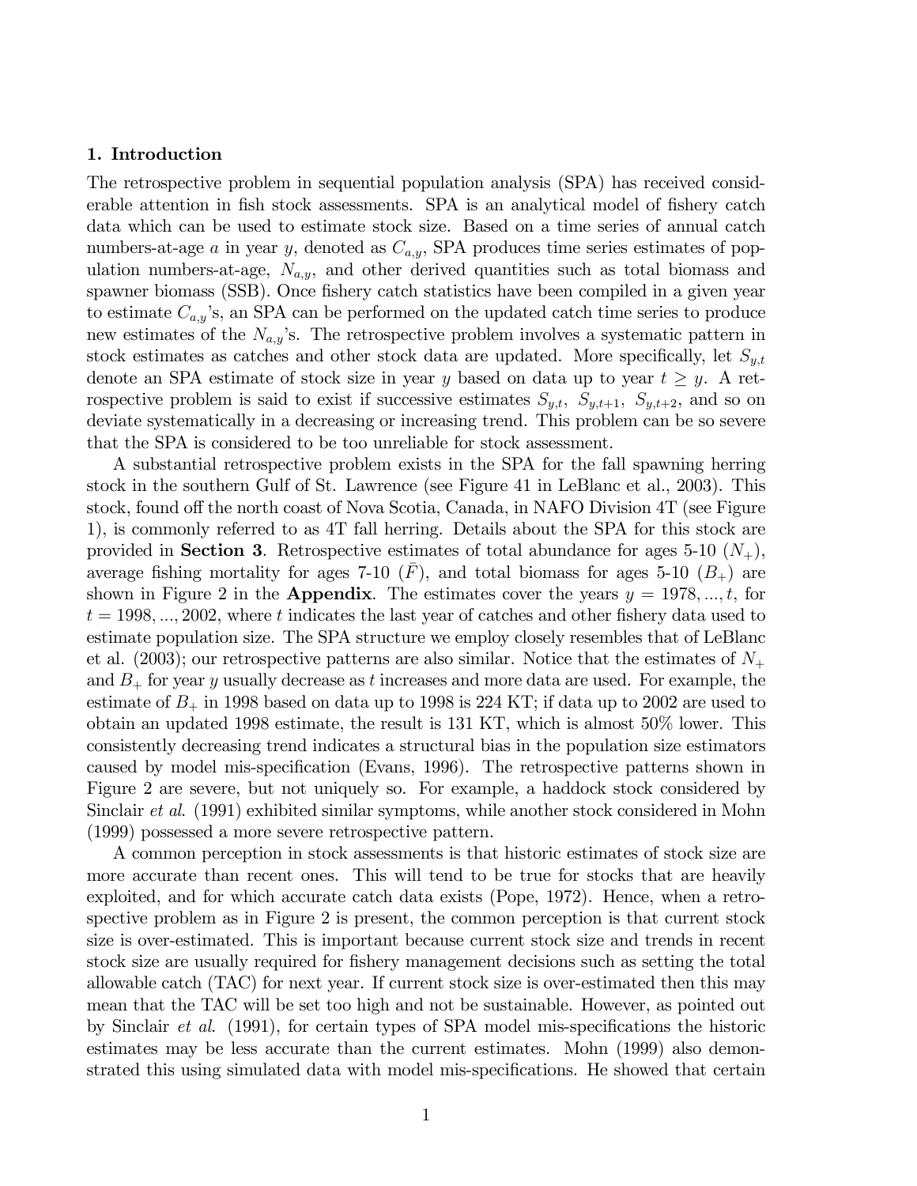## 1. Introduction

The retrospective problem in sequential population analysis (SPA) has received considerable attention in fish stock assessments. SPA is an analytical model of fishery catch data which can be used to estimate stock size. Based on a time series of annual catch numbers-at-age $a$ in year $y$, denoted as $C_{a,y}$, SPA produces time series estimates of population numbers-at-age, $N_{a,y}$, and other derived quantities such as total biomass and spawner biomass (SSB). Once fishery catch statistics have been compiled in a given year to estimate $C_{a,y}$'s, an SPA can be performed on the updated catch time series to produce new estimates of the $N_{a,y}$'s. The retrospective problem involves a systematic pattern in stock estimates as catches and other stock data are updated. More specifically, let $S_{y,t}$ denote an SPA estimate of stock size in year $y$ based on data up to year $t \geq y$. A retrospective problem is said to exist if successive estimates $S_{y,t}$, $S_{y,t+1}$, $S_{y,t+2}$, and so on deviate systematically in a decreasing or increasing trend. This problem can be so severe that the SPA is considered to be too unreliable for stock assessment.

A substantial retrospective problem exists in the SPA for the fall spawning herring stock in the southern Gulf of St. Lawrence (see Figure 41 in LeBlanc et al., 2003). This stock, found off the north coast of Nova Scotia, Canada, in NAFO Division 4T (see Figure 1), is commonly referred to as 4T fall herring. Details about the SPA for this stock are provided in **Section 3**. Retrospective estimates of total abundance for ages 5-10 ($N_+$), average fishing mortality for ages 7-10 ($\bar{F}$), and total biomass for ages 5-10 ($B_+$) are shown in Figure 2 in the **Appendix**. The estimates cover the years $y = 1978, ..., t$, for $t = 1998, ..., 2002$, where $t$ indicates the last year of catches and other fishery data used to estimate population size. The SPA structure we employ closely resembles that of LeBlanc et al. (2003); our retrospective patterns are also similar. Notice that the estimates of $N_+$ and $B_+$ for year $y$ usually decrease as $t$ increases and more data are used. For example, the estimate of $B_+$ in 1998 based on data up to 1998 is 224 KT; if data up to 2002 are used to obtain an updated 1998 estimate, the result is 131 KT, which is almost 50% lower. This consistently decreasing trend indicates a structural bias in the population size estimators caused by model mis-specification (Evans, 1996). The retrospective patterns shown in Figure 2 are severe, but not uniquely so. For example, a haddock stock considered by Sinclair *et al*. (1991) exhibited similar symptoms, while another stock considered in Mohn (1999) possessed a more severe retrospective pattern.

A common perception in stock assessments is that historic estimates of stock size are more accurate than recent ones. This will tend to be true for stocks that are heavily exploited, and for which accurate catch data exists (Pope, 1972). Hence, when a retrospective problem as in Figure 2 is present, the common perception is that current stock size is over-estimated. This is important because current stock size and trends in recent stock size are usually required for fishery management decisions such as setting the total allowable catch (TAC) for next year. If current stock size is over-estimated then this may mean that the TAC will be set too high and not be sustainable. However, as pointed out by Sinclair *et al*. (1991), for certain types of SPA model mis-specifications the historic estimates may be less accurate than the current estimates. Mohn (1999) also demonstrated this using simulated data with model mis-specifications. He showed that certain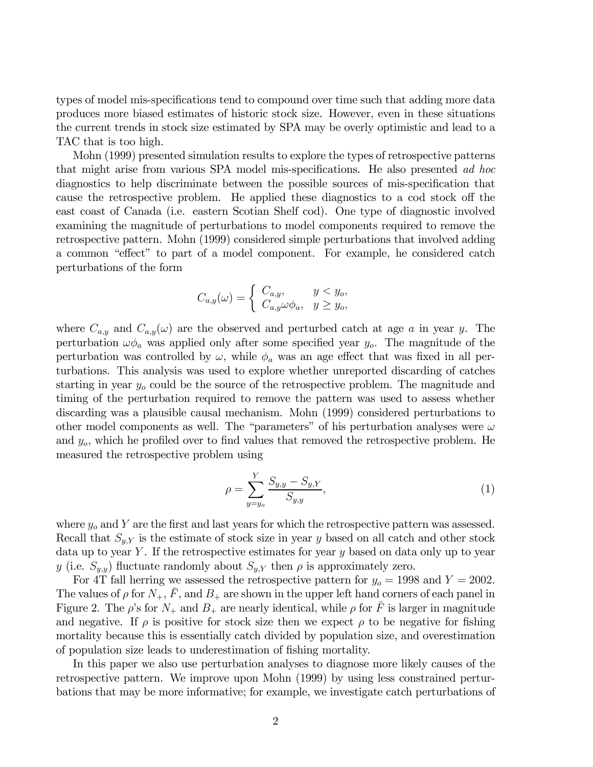types of model mis-specifications tend to compound over time such that adding more data produces more biased estimates of historic stock size. However, even in these situations the current trends in stock size estimated by SPA may be overly optimistic and lead to a TAC that is too high.

Mohn (1999) presented simulation results to explore the types of retrospective patterns that might arise from various SPA model mis-specifications. He also presented *ad hoc* diagnostics to help discriminate between the possible sources of mis-specification that cause the retrospective problem. He applied these diagnostics to a cod stock off the east coast of Canada (i.e. eastern Scotian Shelf cod). One type of diagnostic involved examining the magnitude of perturbations to model components required to remove the retrospective pattern. Mohn (1999) considered simple perturbations that involved adding a common "effect" to part of a model component. For example, he considered catch perturbations of the form

$$C_{a,y}(\omega) = \begin{cases} C_{a,y}, & y < y_o, \\ C_{a,y}\omega\phi_a, & y \geq y_o, \end{cases}$$

where $C_{a,y}$ and $C_{a,y}(\omega)$ are the observed and perturbed catch at age $a$ in year $y$. The perturbation $\omega\phi_a$ was applied only after some specified year $y_o$. The magnitude of the perturbation was controlled by $\omega$, while $\phi_a$ was an age effect that was fixed in all perturbations. This analysis was used to explore whether unreported discarding of catches starting in year $y_o$ could be the source of the retrospective problem. The magnitude and timing of the perturbation required to remove the pattern was used to assess whether discarding was a plausible causal mechanism. Mohn (1999) considered perturbations to other model components as well. The "parameters" of his perturbation analyses were $\omega$ and $y_o$, which he profiled over to find values that removed the retrospective problem. He measured the retrospective problem using

$$\rho = \sum_{y=y_o}^{Y} \frac{S_{y,y} - S_{y,Y}}{S_{y,y}}, \tag{1}$$

where $y_o$ and $Y$ are the first and last years for which the retrospective pattern was assessed. Recall that $S_{y,Y}$ is the estimate of stock size in year $y$ based on all catch and other stock data up to year $Y$. If the retrospective estimates for year $y$ based on data only up to year $y$ (i.e. $S_{y,y}$) fluctuate randomly about $S_{y,Y}$ then $\rho$ is approximately zero.

For 4T fall herring we assessed the retrospective pattern for $y_o = 1998$ and $Y = 2002$. The values of $\rho$ for $N_+$, $\bar{F}$, and $B_+$ are shown in the upper left hand corners of each panel in Figure 2. The $\rho$'s for $N_+$ and $B_+$ are nearly identical, while $\rho$ for $\bar{F}$ is larger in magnitude and negative. If $\rho$ is positive for stock size then we expect $\rho$ to be negative for fishing mortality because this is essentially catch divided by population size, and overestimation of population size leads to underestimation of fishing mortality.

In this paper we also use perturbation analyses to diagnose more likely causes of the retrospective pattern. We improve upon Mohn (1999) by using less constrained perturbations that may be more informative; for example, we investigate catch perturbations of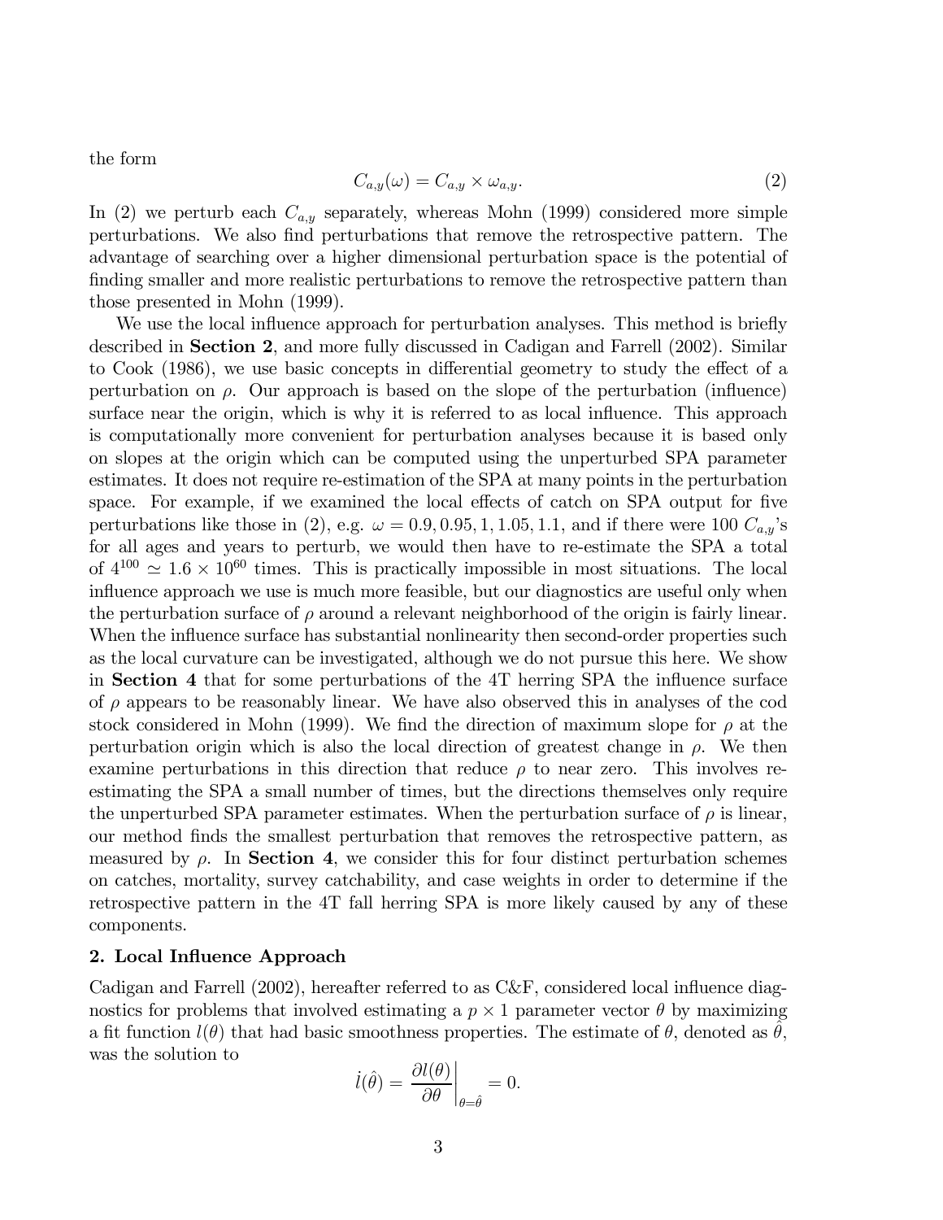the form

$$C_{a,y}(\omega) = C_{a,y} \times \omega_{a,y}. \tag{2}$$

In (2) we perturb each $C_{a,y}$ separately, whereas Mohn (1999) considered more simple perturbations. We also find perturbations that remove the retrospective pattern. The advantage of searching over a higher dimensional perturbation space is the potential of finding smaller and more realistic perturbations to remove the retrospective pattern than those presented in Mohn (1999).

We use the local influence approach for perturbation analyses. This method is briefly described in **Section 2**, and more fully discussed in Cadigan and Farrell (2002). Similar to Cook (1986), we use basic concepts in differential geometry to study the effect of a perturbation on $\rho$. Our approach is based on the slope of the perturbation (influence) surface near the origin, which is why it is referred to as local influence. This approach is computationally more convenient for perturbation analyses because it is based only on slopes at the origin which can be computed using the unperturbed SPA parameter estimates. It does not require re-estimation of the SPA at many points in the perturbation space. For example, if we examined the local effects of catch on SPA output for five perturbations like those in (2), e.g. $\omega = 0.9, 0.95, 1, 1.05, 1.1$, and if there were 100 $C_{a,y}$'s for all ages and years to perturb, we would then have to re-estimate the SPA a total of $4^{100} \simeq 1.6 \times 10^{60}$ times. This is practically impossible in most situations. The local influence approach we use is much more feasible, but our diagnostics are useful only when the perturbation surface of $\rho$ around a relevant neighborhood of the origin is fairly linear. When the influence surface has substantial nonlinearity then second-order properties such as the local curvature can be investigated, although we do not pursue this here. We show in **Section 4** that for some perturbations of the 4T herring SPA the influence surface of $\rho$ appears to be reasonably linear. We have also observed this in analyses of the cod stock considered in Mohn (1999). We find the direction of maximum slope for $\rho$ at the perturbation origin which is also the local direction of greatest change in $\rho$. We then examine perturbations in this direction that reduce $\rho$ to near zero. This involves re-estimating the SPA a small number of times, but the directions themselves only require the unperturbed SPA parameter estimates. When the perturbation surface of $\rho$ is linear, our method finds the smallest perturbation that removes the retrospective pattern, as measured by $\rho$. In **Section 4**, we consider this for four distinct perturbation schemes on catches, mortality, survey catchability, and case weights in order to determine if the retrospective pattern in the 4T fall herring SPA is more likely caused by any of these components.

## 2. Local Influence Approach

Cadigan and Farrell (2002), hereafter referred to as C&F, considered local influence diagnostics for problems that involved estimating a $p \times 1$ parameter vector $\theta$ by maximizing a fit function $l(\theta)$ that had basic smoothness properties. The estimate of $\theta$, denoted as $\hat{\theta}$, was the solution to

$$\dot{l}(\hat{\theta}) = \left. \frac{\partial l(\theta)}{\partial \theta} \right|_{\theta = \hat{\theta}} = 0.$$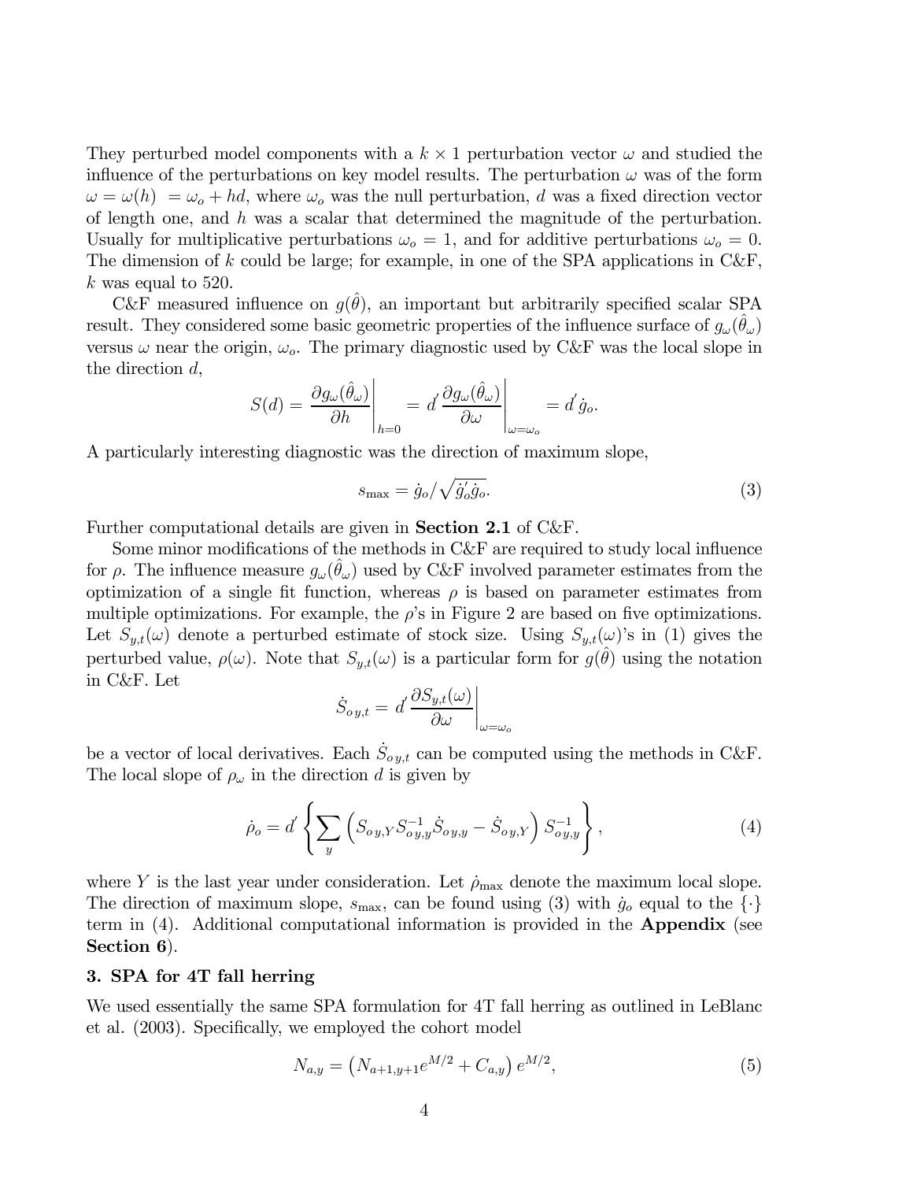They perturbed model components with a $k \times 1$ perturbation vector $\omega$ and studied the influence of the perturbations on key model results. The perturbation $\omega$ was of the form $\omega = \omega(h) = \omega_o + hd$, where $\omega_o$ was the null perturbation, $d$ was a fixed direction vector of length one, and $h$ was a scalar that determined the magnitude of the perturbation. Usually for multiplicative perturbations $\omega_o = 1$, and for additive perturbations $\omega_o = 0$. The dimension of $k$ could be large; for example, in one of the SPA applications in C&F, $k$ was equal to 520.

C&F measured influence on $g(\hat{\theta})$, an important but arbitrarily specified scalar SPA result. They considered some basic geometric properties of the influence surface of $g_\omega(\hat{\theta}_\omega)$ versus $\omega$ near the origin, $\omega_o$. The primary diagnostic used by C&F was the local slope in the direction $d$,

$$S(d) = \left. \frac{\partial g_\omega(\hat{\theta}_\omega)}{\partial h} \right|_{h=0} = d' \left. \frac{\partial g_\omega(\hat{\theta}_\omega)}{\partial \omega} \right|_{\omega=\omega_o} = d' \dot{g}_o.$$

A particularly interesting diagnostic was the direction of maximum slope,

$$s_{\max} = \dot{g}_o / \sqrt{\dot{g}_o' \dot{g}_o}. \tag{3}$$

Further computational details are given in **Section 2.1** of C&F.

Some minor modifications of the methods in C&F are required to study local influence for $\rho$. The influence measure $g_\omega(\hat{\theta}_\omega)$ used by C&F involved parameter estimates from the optimization of a single fit function, whereas $\rho$ is based on parameter estimates from multiple optimizations. For example, the $\rho$'s in Figure 2 are based on five optimizations. Let $S_{y,t}(\omega)$ denote a perturbed estimate of stock size. Using $S_{y,t}(\omega)$'s in (1) gives the perturbed value, $\rho(\omega)$. Note that $S_{y,t}(\omega)$ is a particular form for $g(\hat{\theta})$ using the notation in C&F. Let

$$\dot{S}_{oy,t} = d' \left. \frac{\partial S_{y,t}(\omega)}{\partial \omega} \right|_{\omega=\omega_o}$$

be a vector of local derivatives. Each $\dot{S}_{oy,t}$ can be computed using the methods in C&F. The local slope of $\rho_\omega$ in the direction $d$ is given by

$$\dot{\rho}_o = d' \left\{ \sum_y \left( S_{oy,Y} S_{oy,y}^{-1} \dot{S}_{oy,y} - \dot{S}_{oy,Y} \right) S_{oy,y}^{-1} \right\}, \tag{4}$$

where $Y$ is the last year under consideration. Let $\dot{\rho}_{\max}$ denote the maximum local slope. The direction of maximum slope, $s_{\max}$, can be found using (3) with $\dot{g}_o$ equal to the $\{\cdot\}$ term in (4). Additional computational information is provided in the **Appendix** (see **Section 6**).

### 3. SPA for 4T fall herring

We used essentially the same SPA formulation for 4T fall herring as outlined in LeBlanc et al. (2003). Specifically, we employed the cohort model

$$N_{a,y} = \left( N_{a+1,y+1} e^{M/2} + C_{a,y} \right) e^{M/2}, \tag{5}$$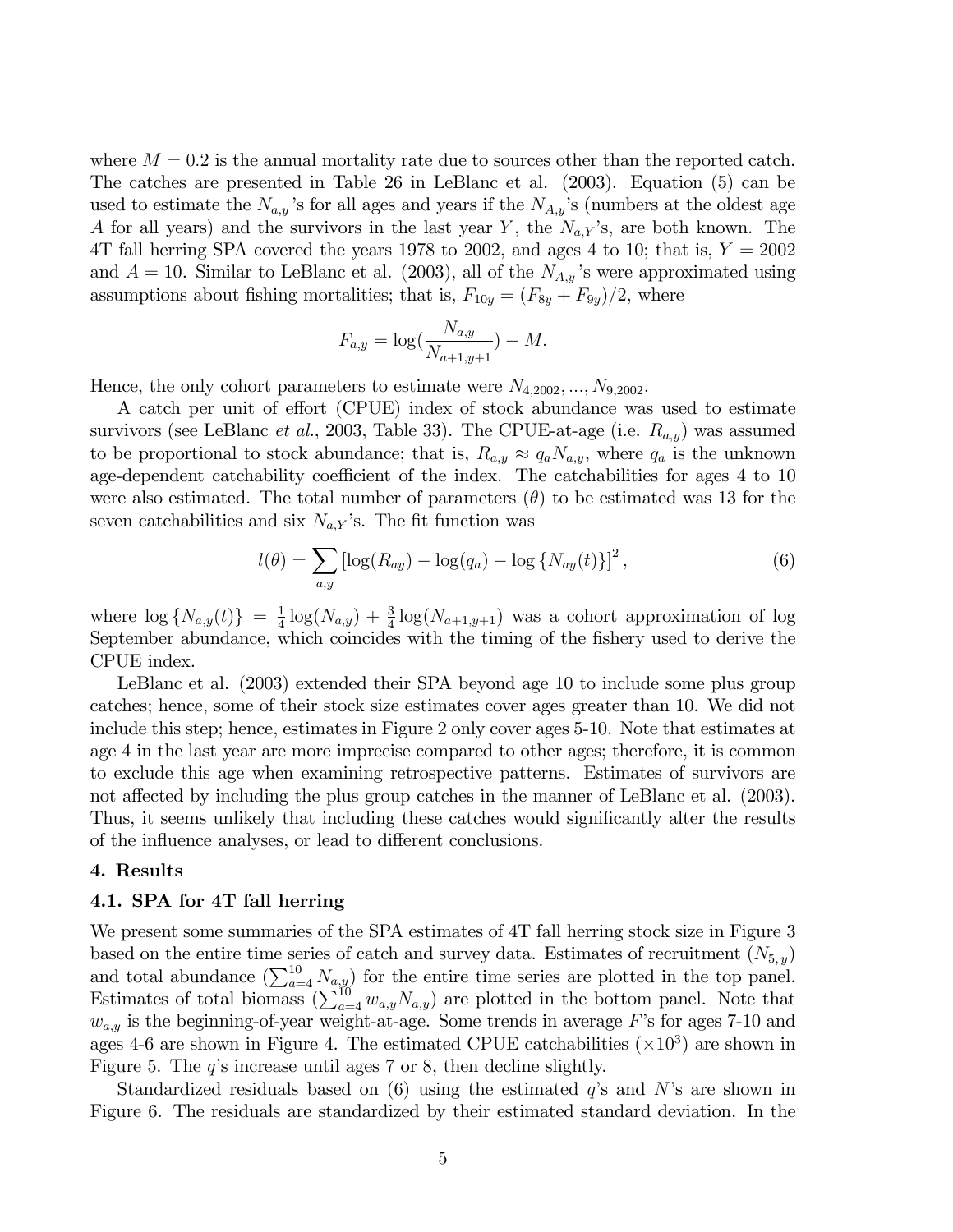where $M = 0.2$ is the annual mortality rate due to sources other than the reported catch. The catches are presented in Table 26 in LeBlanc et al. (2003). Equation (5) can be used to estimate the $N_{a,y}$'s for all ages and years if the $N_{A,y}$'s (numbers at the oldest age $A$ for all years) and the survivors in the last year $Y$, the $N_{a,Y}$'s, are both known. The 4T fall herring SPA covered the years 1978 to 2002, and ages 4 to 10; that is, $Y = 2002$ and $A = 10$. Similar to LeBlanc et al. (2003), all of the $N_{A,y}$'s were approximated using assumptions about fishing mortalities; that is, $F_{10y} = (F_{8y} + F_{9y})/2$, where

$$F_{a,y} = \log(\frac{N_{a,y}}{N_{a+1,y+1}}) - M.$$

Hence, the only cohort parameters to estimate were $N_{4,2002}, ..., N_{9,2002}$.

A catch per unit of effort (CPUE) index of stock abundance was used to estimate survivors (see LeBlanc *et al.*, 2003, Table 33). The CPUE-at-age (i.e. $R_{a,y}$) was assumed to be proportional to stock abundance; that is, $R_{a,y} \approx q_a N_{a,y}$, where $q_a$ is the unknown age-dependent catchability coefficient of the index. The catchabilities for ages 4 to 10 were also estimated. The total number of parameters ($\theta$) to be estimated was 13 for the seven catchabilities and six $N_{a,Y}$'s. The fit function was

$$l(\theta) = \sum_{a,y} \left[\log(R_{ay}) - \log(q_a) - \log\left\{N_{ay}(t)\right\}\right]^2, \tag{6}$$

where $\log\left\{N_{a,y}(t)\right\} = \frac{1}{4}\log(N_{a,y}) + \frac{3}{4}\log(N_{a+1,y+1})$ was a cohort approximation of log September abundance, which coincides with the timing of the fishery used to derive the CPUE index.

LeBlanc et al. (2003) extended their SPA beyond age 10 to include some plus group catches; hence, some of their stock size estimates cover ages greater than 10. We did not include this step; hence, estimates in Figure 2 only cover ages 5-10. Note that estimates at age 4 in the last year are more imprecise compared to other ages; therefore, it is common to exclude this age when examining retrospective patterns. Estimates of survivors are not affected by including the plus group catches in the manner of LeBlanc et al. (2003). Thus, it seems unlikely that including these catches would significantly alter the results of the influence analyses, or lead to different conclusions.

## 4. Results

### 4.1. SPA for 4T fall herring

We present some summaries of the SPA estimates of 4T fall herring stock size in Figure 3 based on the entire time series of catch and survey data. Estimates of recruitment ($N_{5,y}$) and total abundance ($\sum_{a=4}^{10} N_{a,y}$) for the entire time series are plotted in the top panel. Estimates of total biomass ($\sum_{a=4}^{10} w_{a,y} N_{a,y}$) are plotted in the bottom panel. Note that $w_{a,y}$ is the beginning-of-year weight-at-age. Some trends in average $F$'s for ages 7-10 and ages 4-6 are shown in Figure 4. The estimated CPUE catchabilities ($\times 10^3$) are shown in Figure 5. The $q$'s increase until ages 7 or 8, then decline slightly.

Standardized residuals based on (6) using the estimated $q$'s and $N$'s are shown in Figure 6. The residuals are standardized by their estimated standard deviation. In the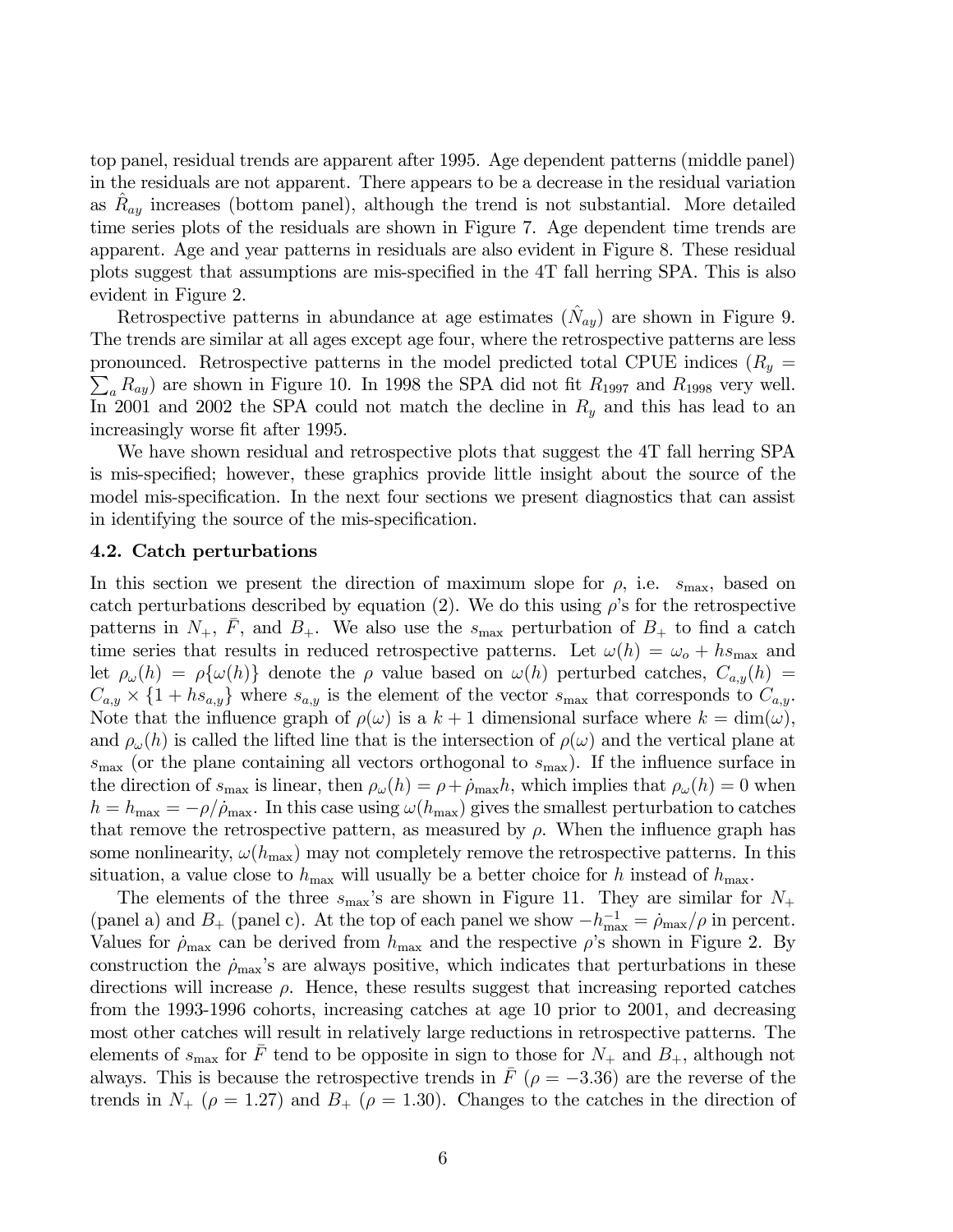top panel, residual trends are apparent after 1995. Age dependent patterns (middle panel) in the residuals are not apparent. There appears to be a decrease in the residual variation as $\hat{R}_{ay}$ increases (bottom panel), although the trend is not substantial. More detailed time series plots of the residuals are shown in Figure 7. Age dependent time trends are apparent. Age and year patterns in residuals are also evident in Figure 8. These residual plots suggest that assumptions are mis-specified in the 4T fall herring SPA. This is also evident in Figure 2.

Retrospective patterns in abundance at age estimates ($\hat{N}_{ay}$) are shown in Figure 9. The trends are similar at all ages except age four, where the retrospective patterns are less pronounced. Retrospective patterns in the model predicted total CPUE indices ($R_y = \sum_a R_{ay}$) are shown in Figure 10. In 1998 the SPA did not fit $R_{1997}$ and $R_{1998}$ very well. In 2001 and 2002 the SPA could not match the decline in $R_y$ and this has lead to an increasingly worse fit after 1995.

We have shown residual and retrospective plots that suggest the 4T fall herring SPA is mis-specified; however, these graphics provide little insight about the source of the model mis-specification. In the next four sections we present diagnostics that can assist in identifying the source of the mis-specification.

### 4.2. Catch perturbations

In this section we present the direction of maximum slope for $\rho$, i.e. $s_{\max}$, based on catch perturbations described by equation (2). We do this using $\rho$'s for the retrospective patterns in $N_+$, $\bar{F}$, and $B_+$. We also use the $s_{\max}$ perturbation of $B_+$ to find a catch time series that results in reduced retrospective patterns. Let $\omega(h) = \omega_o + hs_{\max}$ and let $\rho_\omega(h) = \rho\{\omega(h)\}$ denote the $\rho$ value based on $\omega(h)$ perturbed catches, $C_{a,y}(h) = C_{a,y} \times \{1 + hs_{a,y}\}$ where $s_{a,y}$ is the element of the vector $s_{\max}$ that corresponds to $C_{a,y}$. Note that the influence graph of $\rho(\omega)$ is a $k+1$ dimensional surface where $k = \dim(\omega)$, and $\rho_\omega(h)$ is called the lifted line that is the intersection of $\rho(\omega)$ and the vertical plane at $s_{\max}$ (or the plane containing all vectors orthogonal to $s_{\max}$). If the influence surface in the direction of $s_{\max}$ is linear, then $\rho_\omega(h) = \rho + \dot{\rho}_{\max}h$, which implies that $\rho_\omega(h) = 0$ when $h = h_{\max} = -\rho/\dot{\rho}_{\max}$. In this case using $\omega(h_{\max})$ gives the smallest perturbation to catches that remove the retrospective pattern, as measured by $\rho$. When the influence graph has some nonlinearity, $\omega(h_{\max})$ may not completely remove the retrospective patterns. In this situation, a value close to $h_{\max}$ will usually be a better choice for $h$ instead of $h_{\max}$.

The elements of the three $s_{\max}$'s are shown in Figure 11. They are similar for $N_+$ (panel a) and $B_+$ (panel c). At the top of each panel we show $-h_{\max}^{-1} = \dot{\rho}_{\max}/\rho$ in percent. Values for $\dot{\rho}_{\max}$ can be derived from $h_{\max}$ and the respective $\rho$'s shown in Figure 2. By construction the $\dot{\rho}_{\max}$'s are always positive, which indicates that perturbations in these directions will increase $\rho$. Hence, these results suggest that increasing reported catches from the 1993-1996 cohorts, increasing catches at age 10 prior to 2001, and decreasing most other catches will result in relatively large reductions in retrospective patterns. The elements of $s_{\max}$ for $\bar{F}$ tend to be opposite in sign to those for $N_+$ and $B_+$, although not always. This is because the retrospective trends in $\bar{F}$ ($\rho = -3.36$) are the reverse of the trends in $N_+$ ($\rho = 1.27$) and $B_+$ ($\rho = 1.30$). Changes to the catches in the direction of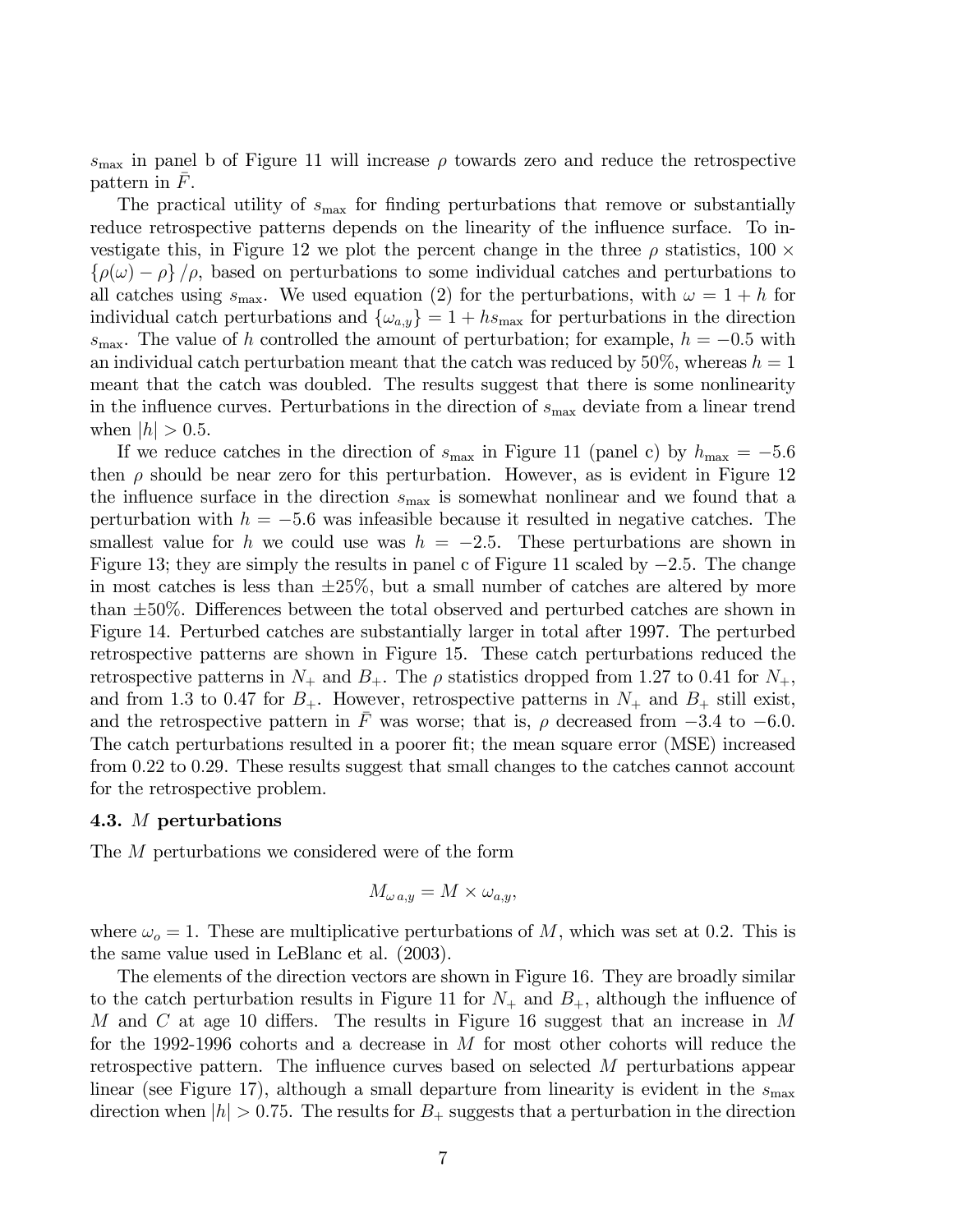$s_{\max}$ in panel b of Figure 11 will increase $\rho$ towards zero and reduce the retrospective pattern in $\bar{F}$.

The practical utility of $s_{\max}$ for finding perturbations that remove or substantially reduce retrospective patterns depends on the linearity of the influence surface. To investigate this, in Figure 12 we plot the percent change in the three $\rho$ statistics, $100 \times \{\rho(\omega) - \rho\}/\rho$, based on perturbations to some individual catches and perturbations to all catches using $s_{\max}$. We used equation (2) for the perturbations, with $\omega = 1 + h$ for individual catch perturbations and $\{\omega_{a,y}\} = 1 + hs_{\max}$ for perturbations in the direction $s_{\max}$. The value of $h$ controlled the amount of perturbation; for example, $h = -0.5$ with an individual catch perturbation meant that the catch was reduced by 50%, whereas $h = 1$ meant that the catch was doubled. The results suggest that there is some nonlinearity in the influence curves. Perturbations in the direction of $s_{\max}$ deviate from a linear trend when $|h| > 0.5$.

If we reduce catches in the direction of $s_{\max}$ in Figure 11 (panel c) by $h_{\max} = -5.6$ then $\rho$ should be near zero for this perturbation. However, as is evident in Figure 12 the influence surface in the direction $s_{\max}$ is somewhat nonlinear and we found that a perturbation with $h = -5.6$ was infeasible because it resulted in negative catches. The smallest value for $h$ we could use was $h = -2.5$. These perturbations are shown in Figure 13; they are simply the results in panel c of Figure 11 scaled by $-2.5$. The change in most catches is less than $\pm 25\%$, but a small number of catches are altered by more than $\pm 50\%$. Differences between the total observed and perturbed catches are shown in Figure 14. Perturbed catches are substantially larger in total after 1997. The perturbed retrospective patterns are shown in Figure 15. These catch perturbations reduced the retrospective patterns in $N_+$ and $B_+$. The $\rho$ statistics dropped from 1.27 to 0.41 for $N_+$, and from 1.3 to 0.47 for $B_+$. However, retrospective patterns in $N_+$ and $B_+$ still exist, and the retrospective pattern in $\bar{F}$ was worse; that is, $\rho$ decreased from $-3.4$ to $-6.0$. The catch perturbations resulted in a poorer fit; the mean square error (MSE) increased from 0.22 to 0.29. These results suggest that small changes to the catches cannot account for the retrospective problem.

### 4.3. $M$ perturbations

The $M$ perturbations we considered were of the form

$$M_{\omega\, a,y} = M \times \omega_{a,y},$$

where $\omega_o = 1$. These are multiplicative perturbations of $M$, which was set at 0.2. This is the same value used in LeBlanc et al. (2003).

The elements of the direction vectors are shown in Figure 16. They are broadly similar to the catch perturbation results in Figure 11 for $N_+$ and $B_+$, although the influence of $M$ and $C$ at age 10 differs. The results in Figure 16 suggest that an increase in $M$ for the 1992-1996 cohorts and a decrease in $M$ for most other cohorts will reduce the retrospective pattern. The influence curves based on selected $M$ perturbations appear linear (see Figure 17), although a small departure from linearity is evident in the $s_{\max}$ direction when $|h| > 0.75$. The results for $B_+$ suggests that a perturbation in the direction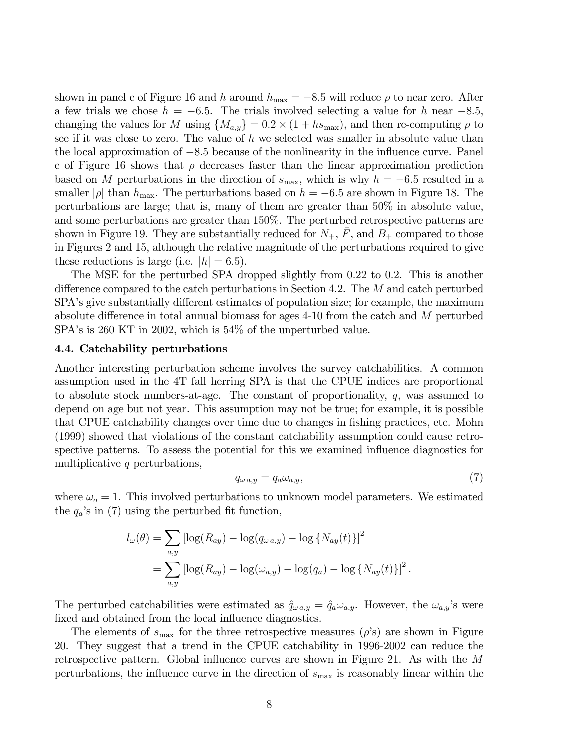shown in panel c of Figure 16 and $h$ around $h_{\max} = -8.5$ will reduce $\rho$ to near zero. After a few trials we chose $h = -6.5$. The trials involved selecting a value for $h$ near $-8.5$, changing the values for $M$ using $\{M_{a,y}\} = 0.2 \times (1 + hs_{\max})$, and then re-computing $\rho$ to see if it was close to zero. The value of $h$ we selected was smaller in absolute value than the local approximation of $-8.5$ because of the nonlinearity in the influence curve. Panel c of Figure 16 shows that $\rho$ decreases faster than the linear approximation prediction based on $M$ perturbations in the direction of $s_{\max}$, which is why $h = -6.5$ resulted in a smaller $|\rho|$ than $h_{\max}$. The perturbations based on $h = -6.5$ are shown in Figure 18. The perturbations are large; that is, many of them are greater than 50% in absolute value, and some perturbations are greater than 150%. The perturbed retrospective patterns are shown in Figure 19. They are substantially reduced for $N_+$, $\bar{F}$, and $B_+$ compared to those in Figures 2 and 15, although the relative magnitude of the perturbations required to give these reductions is large (i.e. $|h| = 6.5$).

The MSE for the perturbed SPA dropped slightly from 0.22 to 0.2. This is another difference compared to the catch perturbations in Section 4.2. The $M$ and catch perturbed SPA's give substantially different estimates of population size; for example, the maximum absolute difference in total annual biomass for ages 4-10 from the catch and $M$ perturbed SPA's is 260 KT in 2002, which is 54% of the unperturbed value.

### 4.4. Catchability perturbations

Another interesting perturbation scheme involves the survey catchabilities. A common assumption used in the 4T fall herring SPA is that the CPUE indices are proportional to absolute stock numbers-at-age. The constant of proportionality, $q$, was assumed to depend on age but not year. This assumption may not be true; for example, it is possible that CPUE catchability changes over time due to changes in fishing practices, etc. Mohn (1999) showed that violations of the constant catchability assumption could cause retrospective patterns. To assess the potential for this we examined influence diagnostics for multiplicative $q$ perturbations,

$$q_{\omega\, a,y} = q_a \omega_{a,y}, \tag{7}$$

where $\omega_o = 1$. This involved perturbations to unknown model parameters. We estimated the $q_a$'s in (7) using the perturbed fit function,

$$\begin{aligned} l_\omega(\theta) &= \sum_{a,y} \left[\log(R_{ay}) - \log(q_{\omega\, a,y}) - \log\{N_{ay}(t)\}\right]^2 \\ &= \sum_{a,y} \left[\log(R_{ay}) - \log(\omega_{a,y}) - \log(q_a) - \log\{N_{ay}(t)\}\right]^2. \end{aligned}$$

The perturbed catchabilities were estimated as $\hat{q}_{\omega\, a,y} = \hat{q}_a \omega_{a,y}$. However, the $\omega_{a,y}$'s were fixed and obtained from the local influence diagnostics.

The elements of $s_{\max}$ for the three retrospective measures ($\rho$'s) are shown in Figure 20. They suggest that a trend in the CPUE catchability in 1996-2002 can reduce the retrospective pattern. Global influence curves are shown in Figure 21. As with the $M$ perturbations, the influence curve in the direction of $s_{\max}$ is reasonably linear within the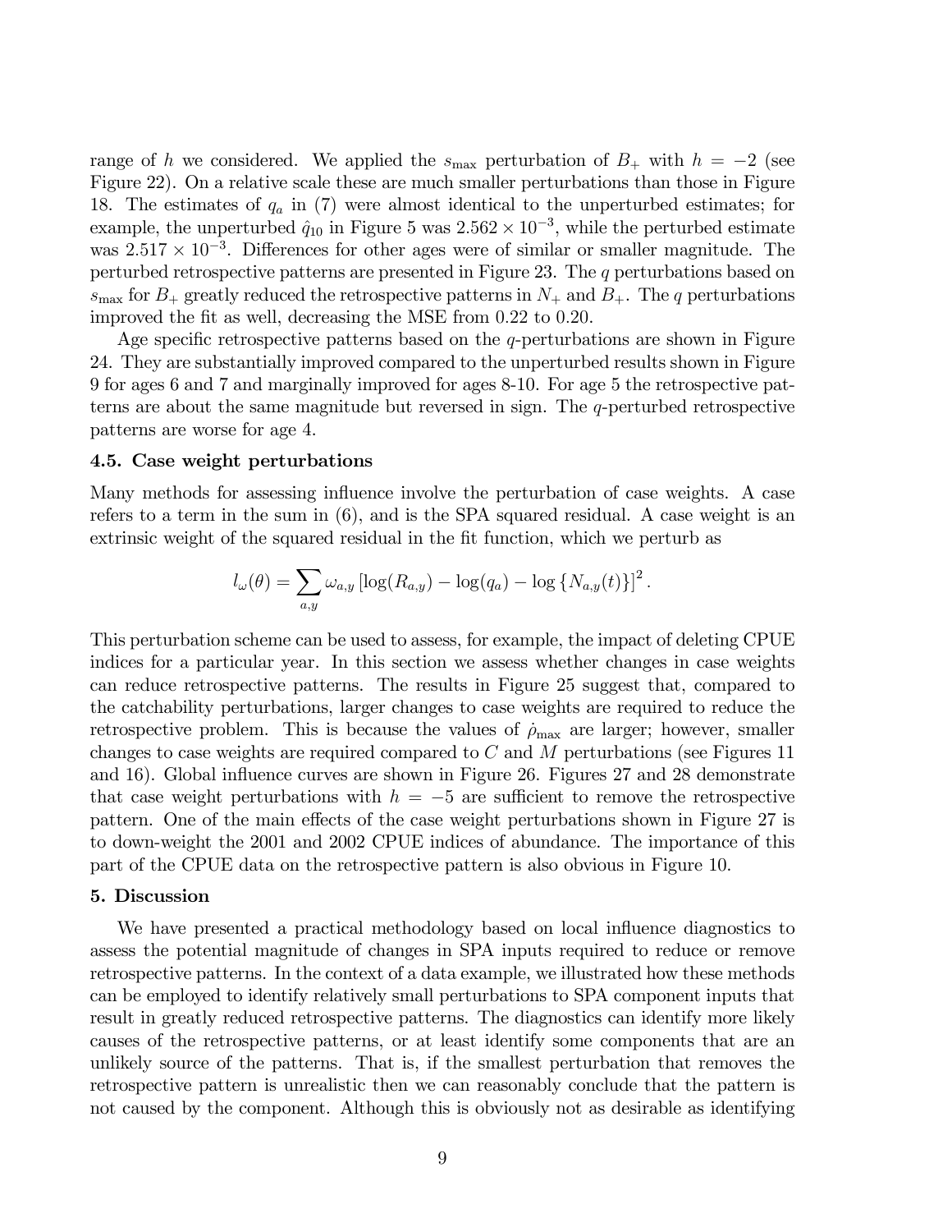range of $h$ we considered. We applied the $s_{\max}$ perturbation of $B_+$ with $h = -2$ (see Figure 22). On a relative scale these are much smaller perturbations than those in Figure 18. The estimates of $q_a$ in (7) were almost identical to the unperturbed estimates; for example, the unperturbed $\hat{q}_{10}$ in Figure 5 was $2.562 \times 10^{-3}$, while the perturbed estimate was $2.517 \times 10^{-3}$. Differences for other ages were of similar or smaller magnitude. The perturbed retrospective patterns are presented in Figure 23. The $q$ perturbations based on $s_{\max}$ for $B_+$ greatly reduced the retrospective patterns in $N_+$ and $B_+$. The $q$ perturbations improved the fit as well, decreasing the MSE from 0.22 to 0.20.

Age specific retrospective patterns based on the $q$-perturbations are shown in Figure 24. They are substantially improved compared to the unperturbed results shown in Figure 9 for ages 6 and 7 and marginally improved for ages 8-10. For age 5 the retrospective patterns are about the same magnitude but reversed in sign. The $q$-perturbed retrospective patterns are worse for age 4.

### 4.5. Case weight perturbations

Many methods for assessing influence involve the perturbation of case weights. A case refers to a term in the sum in (6), and is the SPA squared residual. A case weight is an extrinsic weight of the squared residual in the fit function, which we perturb as

$$l_\omega(\theta) = \sum_{a,y} \omega_{a,y} \left[\log(R_{a,y}) - \log(q_a) - \log\left\{N_{a,y}(t)\right\}\right]^2.$$

This perturbation scheme can be used to assess, for example, the impact of deleting CPUE indices for a particular year. In this section we assess whether changes in case weights can reduce retrospective patterns. The results in Figure 25 suggest that, compared to the catchability perturbations, larger changes to case weights are required to reduce the retrospective problem. This is because the values of $\dot{\rho}_{\max}$ are larger; however, smaller changes to case weights are required compared to $C$ and $M$ perturbations (see Figures 11 and 16). Global influence curves are shown in Figure 26. Figures 27 and 28 demonstrate that case weight perturbations with $h = -5$ are sufficient to remove the retrospective pattern. One of the main effects of the case weight perturbations shown in Figure 27 is to down-weight the 2001 and 2002 CPUE indices of abundance. The importance of this part of the CPUE data on the retrospective pattern is also obvious in Figure 10.

## 5. Discussion

We have presented a practical methodology based on local influence diagnostics to assess the potential magnitude of changes in SPA inputs required to reduce or remove retrospective patterns. In the context of a data example, we illustrated how these methods can be employed to identify relatively small perturbations to SPA component inputs that result in greatly reduced retrospective patterns. The diagnostics can identify more likely causes of the retrospective patterns, or at least identify some components that are an unlikely source of the patterns. That is, if the smallest perturbation that removes the retrospective pattern is unrealistic then we can reasonably conclude that the pattern is not caused by the component. Although this is obviously not as desirable as identifying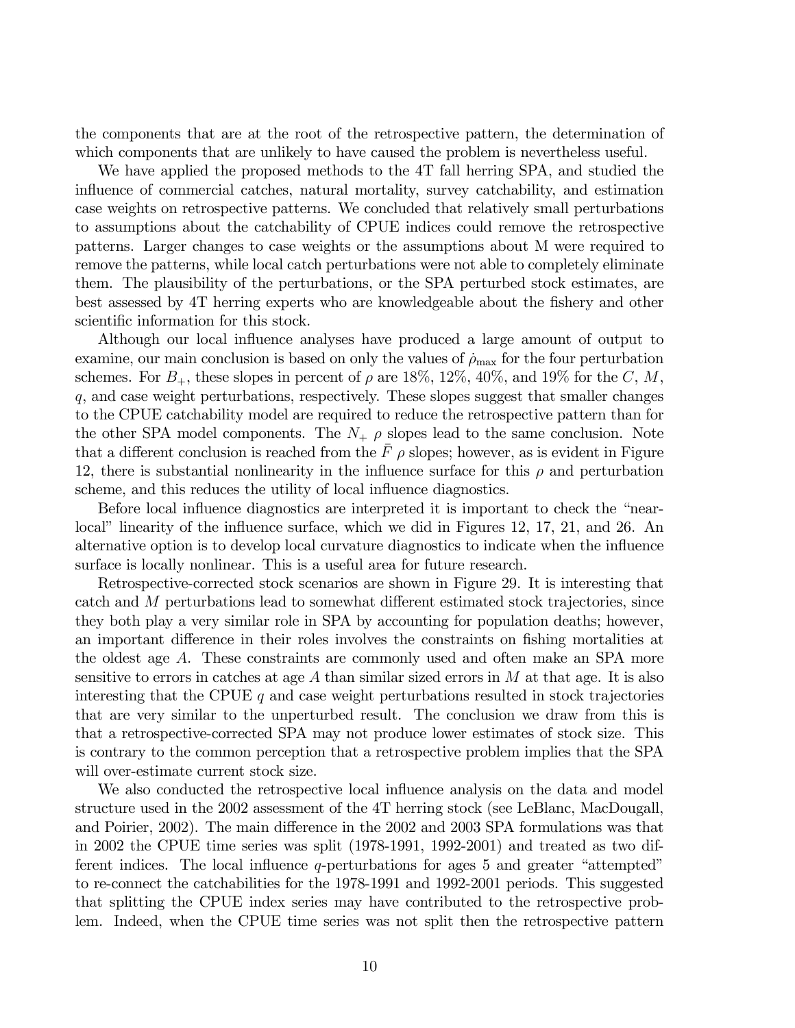the components that are at the root of the retrospective pattern, the determination of which components that are unlikely to have caused the problem is nevertheless useful.

We have applied the proposed methods to the 4T fall herring SPA, and studied the influence of commercial catches, natural mortality, survey catchability, and estimation case weights on retrospective patterns. We concluded that relatively small perturbations to assumptions about the catchability of CPUE indices could remove the retrospective patterns. Larger changes to case weights or the assumptions about M were required to remove the patterns, while local catch perturbations were not able to completely eliminate them. The plausibility of the perturbations, or the SPA perturbed stock estimates, are best assessed by 4T herring experts who are knowledgeable about the fishery and other scientific information for this stock.

Although our local influence analyses have produced a large amount of output to examine, our main conclusion is based on only the values of $\dot{\rho}_{\max}$ for the four perturbation schemes. For $B_+$, these slopes in percent of $\rho$ are 18%, 12%, 40%, and 19% for the $C$, $M$, $q$, and case weight perturbations, respectively. These slopes suggest that smaller changes to the CPUE catchability model are required to reduce the retrospective pattern than for the other SPA model components. The $N_+$ $\rho$ slopes lead to the same conclusion. Note that a different conclusion is reached from the $\bar{F}$ $\rho$ slopes; however, as is evident in Figure 12, there is substantial nonlinearity in the influence surface for this $\rho$ and perturbation scheme, and this reduces the utility of local influence diagnostics.

Before local influence diagnostics are interpreted it is important to check the "near-local" linearity of the influence surface, which we did in Figures 12, 17, 21, and 26. An alternative option is to develop local curvature diagnostics to indicate when the influence surface is locally nonlinear. This is a useful area for future research.

Retrospective-corrected stock scenarios are shown in Figure 29. It is interesting that catch and $M$ perturbations lead to somewhat different estimated stock trajectories, since they both play a very similar role in SPA by accounting for population deaths; however, an important difference in their roles involves the constraints on fishing mortalities at the oldest age $A$. These constraints are commonly used and often make an SPA more sensitive to errors in catches at age $A$ than similar sized errors in $M$ at that age. It is also interesting that the CPUE $q$ and case weight perturbations resulted in stock trajectories that are very similar to the unperturbed result. The conclusion we draw from this is that a retrospective-corrected SPA may not produce lower estimates of stock size. This is contrary to the common perception that a retrospective problem implies that the SPA will over-estimate current stock size.

We also conducted the retrospective local influence analysis on the data and model structure used in the 2002 assessment of the 4T herring stock (see LeBlanc, MacDougall, and Poirier, 2002). The main difference in the 2002 and 2003 SPA formulations was that in 2002 the CPUE time series was split (1978-1991, 1992-2001) and treated as two different indices. The local influence $q$-perturbations for ages 5 and greater "attempted" to re-connect the catchabilities for the 1978-1991 and 1992-2001 periods. This suggested that splitting the CPUE index series may have contributed to the retrospective problem. Indeed, when the CPUE time series was not split then the retrospective pattern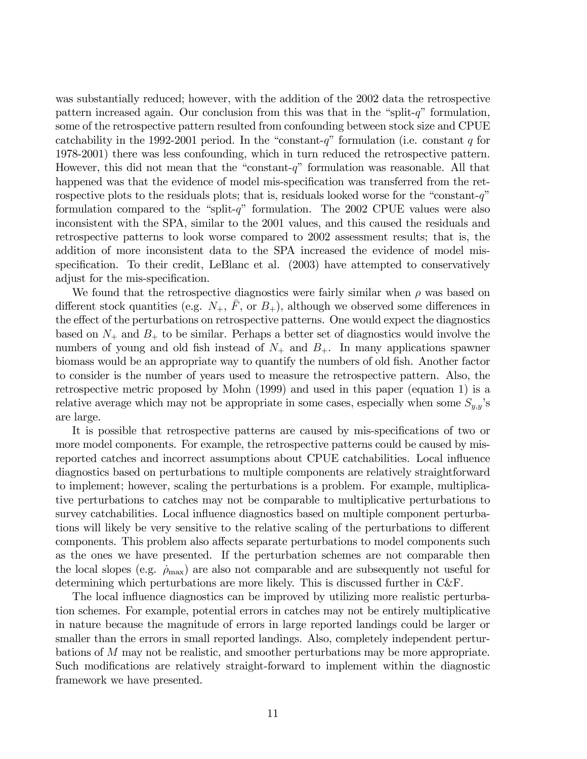was substantially reduced; however, with the addition of the 2002 data the retrospective pattern increased again. Our conclusion from this was that in the "split-$q$" formulation, some of the retrospective pattern resulted from confounding between stock size and CPUE catchability in the 1992-2001 period. In the "constant-$q$" formulation (i.e. constant $q$ for 1978-2001) there was less confounding, which in turn reduced the retrospective pattern. However, this did not mean that the "constant-$q$" formulation was reasonable. All that happened was that the evidence of model mis-specification was transferred from the retrospective plots to the residuals plots; that is, residuals looked worse for the "constant-$q$" formulation compared to the "split-$q$" formulation. The 2002 CPUE values were also inconsistent with the SPA, similar to the 2001 values, and this caused the residuals and retrospective patterns to look worse compared to 2002 assessment results; that is, the addition of more inconsistent data to the SPA increased the evidence of model mis-specification. To their credit, LeBlanc et al. (2003) have attempted to conservatively adjust for the mis-specification.

We found that the retrospective diagnostics were fairly similar when $\rho$ was based on different stock quantities (e.g. $N_+$, $\bar{F}$, or $B_+$), although we observed some differences in the effect of the perturbations on retrospective patterns. One would expect the diagnostics based on $N_+$ and $B_+$ to be similar. Perhaps a better set of diagnostics would involve the numbers of young and old fish instead of $N_+$ and $B_+$. In many applications spawner biomass would be an appropriate way to quantify the numbers of old fish. Another factor to consider is the number of years used to measure the retrospective pattern. Also, the retrospective metric proposed by Mohn (1999) and used in this paper (equation 1) is a relative average which may not be appropriate in some cases, especially when some $S_{y,y}$'s are large.

It is possible that retrospective patterns are caused by mis-specifications of two or more model components. For example, the retrospective patterns could be caused by mis-reported catches and incorrect assumptions about CPUE catchabilities. Local influence diagnostics based on perturbations to multiple components are relatively straightforward to implement; however, scaling the perturbations is a problem. For example, multiplicative perturbations to catches may not be comparable to multiplicative perturbations to survey catchabilities. Local influence diagnostics based on multiple component perturbations will likely be very sensitive to the relative scaling of the perturbations to different components. This problem also affects separate perturbations to model components such as the ones we have presented. If the perturbation schemes are not comparable then the local slopes (e.g. $\dot{\rho}_{\max}$) are also not comparable and are subsequently not useful for determining which perturbations are more likely. This is discussed further in C&F.

The local influence diagnostics can be improved by utilizing more realistic perturbation schemes. For example, potential errors in catches may not be entirely multiplicative in nature because the magnitude of errors in large reported landings could be larger or smaller than the errors in small reported landings. Also, completely independent perturbations of $M$ may not be realistic, and smoother perturbations may be more appropriate. Such modifications are relatively straight-forward to implement within the diagnostic framework we have presented.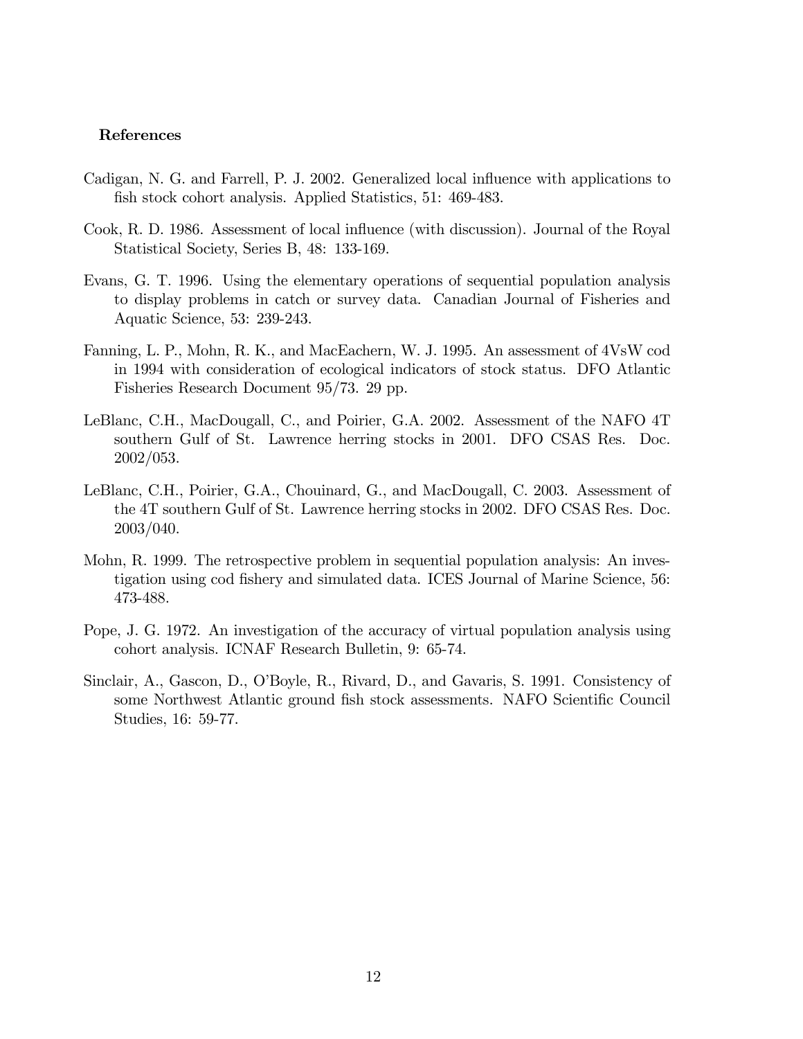**References**

Cadigan, N. G. and Farrell, P. J. 2002. Generalized local influence with applications to fish stock cohort analysis. Applied Statistics, 51: 469-483.

Cook, R. D. 1986. Assessment of local influence (with discussion). Journal of the Royal Statistical Society, Series B, 48: 133-169.

Evans, G. T. 1996. Using the elementary operations of sequential population analysis to display problems in catch or survey data. Canadian Journal of Fisheries and Aquatic Science, 53: 239-243.

Fanning, L. P., Mohn, R. K., and MacEachern, W. J. 1995. An assessment of 4VsW cod in 1994 with consideration of ecological indicators of stock status. DFO Atlantic Fisheries Research Document 95/73. 29 pp.

LeBlanc, C.H., MacDougall, C., and Poirier, G.A. 2002. Assessment of the NAFO 4T southern Gulf of St. Lawrence herring stocks in 2001. DFO CSAS Res. Doc. 2002/053.

LeBlanc, C.H., Poirier, G.A., Chouinard, G., and MacDougall, C. 2003. Assessment of the 4T southern Gulf of St. Lawrence herring stocks in 2002. DFO CSAS Res. Doc. 2003/040.

Mohn, R. 1999. The retrospective problem in sequential population analysis: An investigation using cod fishery and simulated data. ICES Journal of Marine Science, 56: 473-488.

Pope, J. G. 1972. An investigation of the accuracy of virtual population analysis using cohort analysis. ICNAF Research Bulletin, 9: 65-74.

Sinclair, A., Gascon, D., O'Boyle, R., Rivard, D., and Gavaris, S. 1991. Consistency of some Northwest Atlantic ground fish stock assessments. NAFO Scientific Council Studies, 16: 59-77.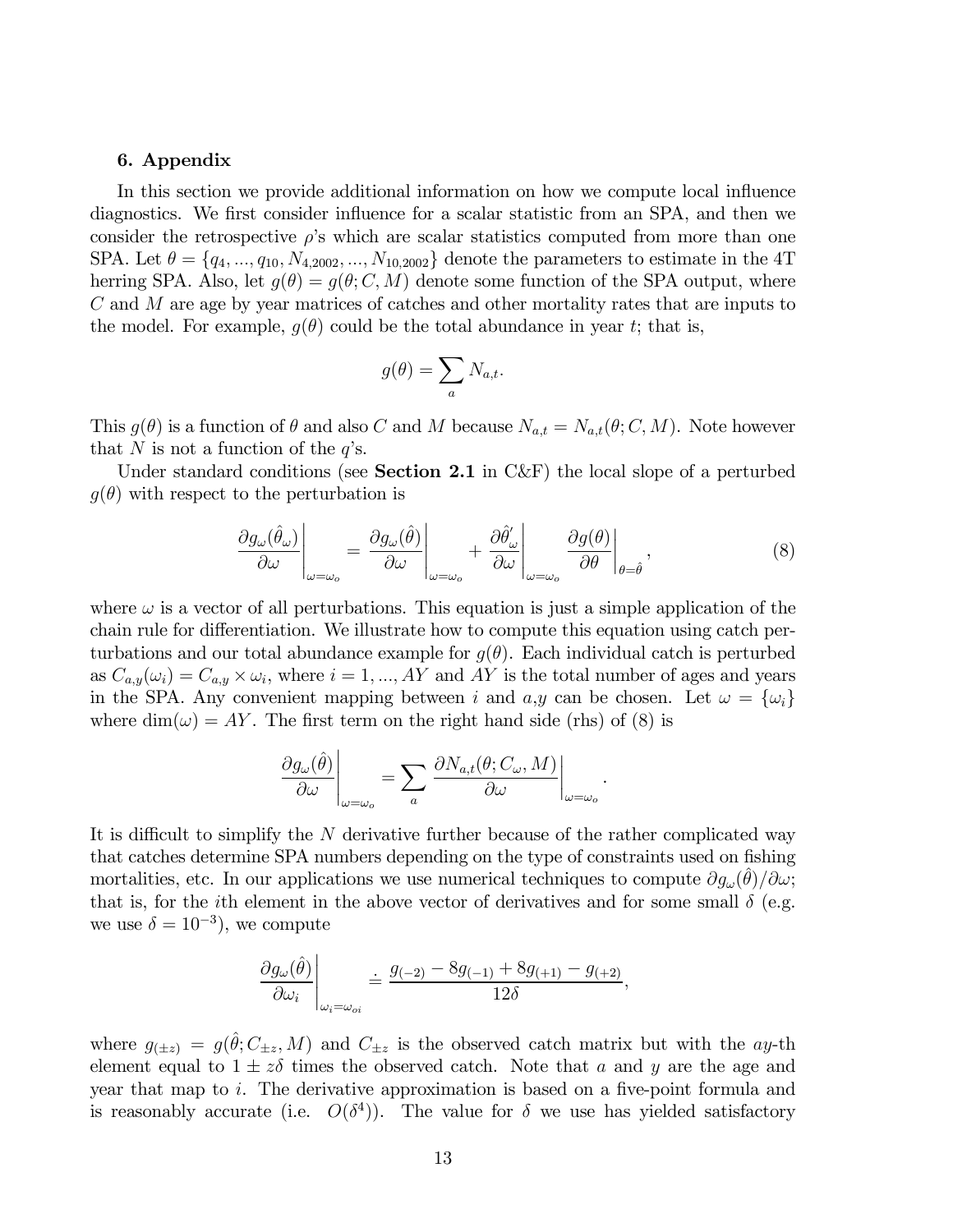### 6. Appendix

In this section we provide additional information on how we compute local influence diagnostics. We first consider influence for a scalar statistic from an SPA, and then we consider the retrospective $\rho$'s which are scalar statistics computed from more than one SPA. Let $\theta = \{q_4, ..., q_{10}, N_{4,2002}, ..., N_{10,2002}\}$ denote the parameters to estimate in the 4T herring SPA. Also, let $g(\theta) = g(\theta; C, M)$ denote some function of the SPA output, where $C$ and $M$ are age by year matrices of catches and other mortality rates that are inputs to the model. For example, $g(\theta)$ could be the total abundance in year $t$; that is,

$$g(\theta) = \sum_a N_{a,t}.$$

This $g(\theta)$ is a function of $\theta$ and also $C$ and $M$ because $N_{a,t} = N_{a,t}(\theta; C, M)$. Note however that $N$ is not a function of the $q$'s.

Under standard conditions (see **Section 2.1** in C&F) the local slope of a perturbed $g(\theta)$ with respect to the perturbation is

$$\left.\frac{\partial g_\omega(\hat{\theta}_\omega)}{\partial \omega}\right|_{\omega=\omega_o} = \left.\frac{\partial g_\omega(\hat{\theta})}{\partial \omega}\right|_{\omega=\omega_o} + \left.\frac{\partial \hat{\theta}'_\omega}{\partial \omega}\right|_{\omega=\omega_o} \left.\frac{\partial g(\theta)}{\partial \theta}\right|_{\theta=\hat{\theta}}, \tag{8}$$

where $\omega$ is a vector of all perturbations. This equation is just a simple application of the chain rule for differentiation. We illustrate how to compute this equation using catch perturbations and our total abundance example for $g(\theta)$. Each individual catch is perturbed as $C_{a,y}(\omega_i) = C_{a,y} \times \omega_i$, where $i = 1, ..., AY$ and $AY$ is the total number of ages and years in the SPA. Any convenient mapping between $i$ and $a$,$y$ can be chosen. Let $\omega = \{\omega_i\}$ where $\dim(\omega) = AY$. The first term on the right hand side (rhs) of (8) is

$$\left.\frac{\partial g_\omega(\hat{\theta})}{\partial \omega}\right|_{\omega=\omega_o} = \sum_a \left.\frac{\partial N_{a,t}(\theta; C_\omega, M)}{\partial \omega}\right|_{\omega=\omega_o}.$$

It is difficult to simplify the $N$ derivative further because of the rather complicated way that catches determine SPA numbers depending on the type of constraints used on fishing mortalities, etc. In our applications we use numerical techniques to compute $\partial g_\omega(\hat{\theta})/\partial\omega$; that is, for the $i$th element in the above vector of derivatives and for some small $\delta$ (e.g. we use $\delta = 10^{-3}$), we compute

$$\left.\frac{\partial g_\omega(\hat{\theta})}{\partial \omega_i}\right|_{\omega_i=\omega_{oi}} \doteq \frac{g_{(-2)} - 8g_{(-1)} + 8g_{(+1)} - g_{(+2)}}{12\delta},$$

where $g_{(\pm z)} = g(\hat{\theta}; C_{\pm z}, M)$ and $C_{\pm z}$ is the observed catch matrix but with the $ay$-th element equal to $1 \pm z\delta$ times the observed catch. Note that $a$ and $y$ are the age and year that map to $i$. The derivative approximation is based on a five-point formula and is reasonably accurate (i.e. $O(\delta^4)$). The value for $\delta$ we use has yielded satisfactory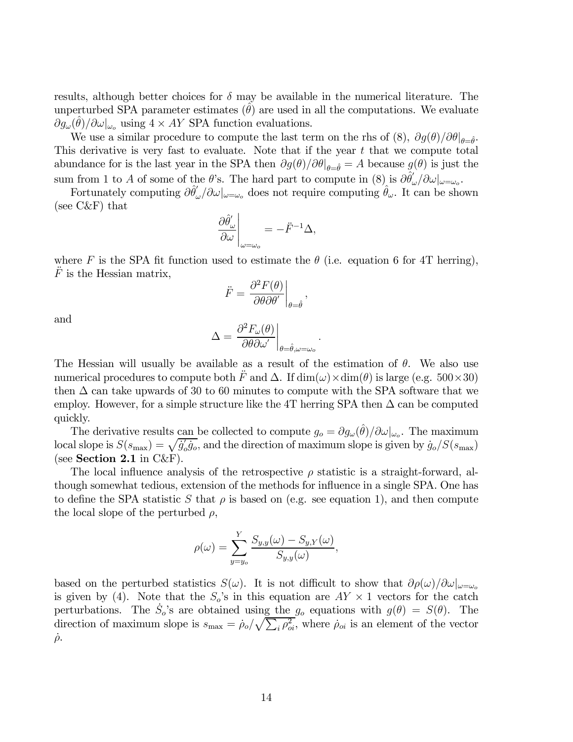results, although better choices for $\delta$ may be available in the numerical literature. The unperturbed SPA parameter estimates $(\hat{\theta})$ are used in all the computations. We evaluate $\partial g_\omega(\hat{\theta})/\partial\omega|_{\omega_o}$ using $4 \times AY$ SPA function evaluations.

We use a similar procedure to compute the last term on the rhs of (8), $\partial g(\theta)/\partial\theta|_{\theta=\hat{\theta}}$. This derivative is very fast to evaluate. Note that if the year $t$ that we compute total abundance for is the last year in the SPA then $\partial g(\theta)/\partial\theta|_{\theta=\hat{\theta}} = A$ because $g(\theta)$ is just the sum from 1 to $A$ of some of the $\theta$'s. The hard part to compute in (8) is $\partial\hat{\theta}^{'}_\omega/\partial\omega|_{\omega=\omega_o}$.

Fortunately computing $\partial\hat{\theta}^{'}_\omega/\partial\omega|_{\omega=\omega_o}$ does not require computing $\hat{\theta}_\omega$. It can be shown (see C&F) that

$$\left.\frac{\partial\hat{\theta}^{'}_\omega}{\partial\omega}\right|_{\omega=\omega_o} = -\ddot{F}^{-1}\Delta,$$

where $F$ is the SPA fit function used to estimate the $\theta$ (i.e. equation 6 for 4T herring), $\ddot{F}$ is the Hessian matrix,

$$\ddot{F} = \left.\frac{\partial^2 F(\theta)}{\partial\theta\partial\theta'}\right|_{\theta=\hat{\theta}},$$

and

$$\Delta = \left.\frac{\partial^2 F_\omega(\theta)}{\partial\theta\partial\omega'}\right|_{\theta=\hat{\theta},\omega=\omega_o}.$$

The Hessian will usually be available as a result of the estimation of $\theta$. We also use numerical procedures to compute both $\ddot{F}$ and $\Delta$. If $\dim(\omega)\times\dim(\theta)$ is large (e.g. $500\times30$) then $\Delta$ can take upwards of 30 to 60 minutes to compute with the SPA software that we employ. However, for a simple structure like the 4T herring SPA then $\Delta$ can be computed quickly.

The derivative results can be collected to compute $g_o = \partial g_\omega(\hat{\theta})/\partial\omega|_{\omega_o}$. The maximum local slope is $S(s_{\max}) = \sqrt{\dot{g}_o'\dot{g}_o}$, and the direction of maximum slope is given by $\dot{g}_o/S(s_{\max})$ (see **Section 2.1** in C&F).

The local influence analysis of the retrospective $\rho$ statistic is a straight-forward, although somewhat tedious, extension of the methods for influence in a single SPA. One has to define the SPA statistic $S$ that $\rho$ is based on (e.g. see equation 1), and then compute the local slope of the perturbed $\rho$,

$$\rho(\omega) = \sum_{y=y_o}^{Y}\frac{S_{y,y}(\omega) - S_{y,Y}(\omega)}{S_{y,y}(\omega)},$$

based on the perturbed statistics $S(\omega)$. It is not difficult to show that $\partial\rho(\omega)/\partial\omega|_{\omega=\omega_o}$ is given by (4). Note that the $S_o$'s in this equation are $AY\times1$ vectors for the catch perturbations. The $\dot{S}_o$'s are obtained using the $g_o$ equations with $g(\theta) = S(\theta)$. The direction of maximum slope is $s_{\max} = \dot{\rho}_o/\sqrt{\sum_i\rho_{oi}^2}$, where $\dot{\rho}_{oi}$ is an element of the vector $\dot{\rho}$.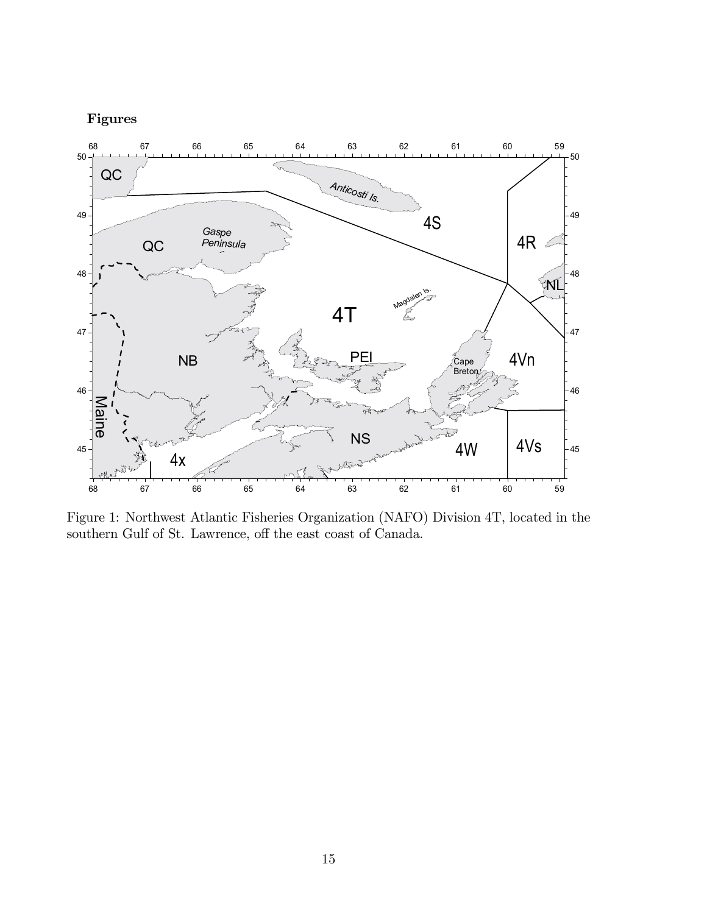**Figures**

Figure 1: Northwest Atlantic Fisheries Organization (NAFO) Division 4T, located in the southern Gulf of St. Lawrence, off the east coast of Canada.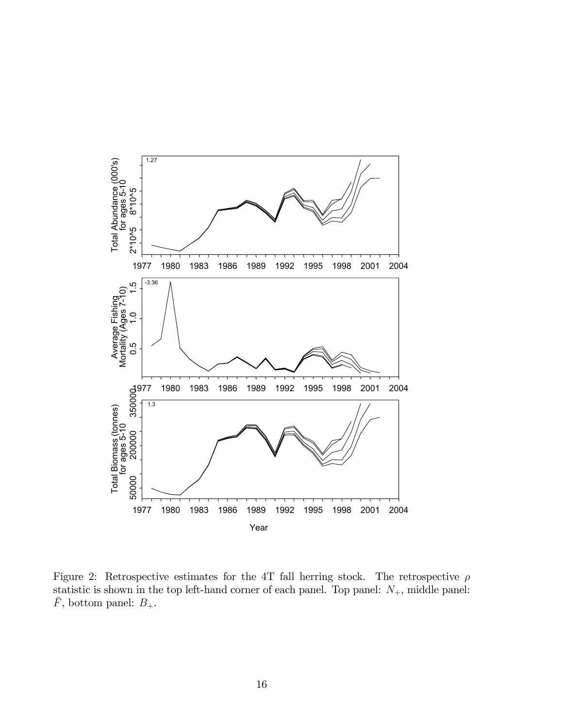Figure 2: Retrospective estimates for the 4T fall herring stock. The retrospective $\rho$ statistic is shown in the top left-hand corner of each panel. Top panel: $N_+$, middle panel: $\bar{F}$, bottom panel: $B_+$.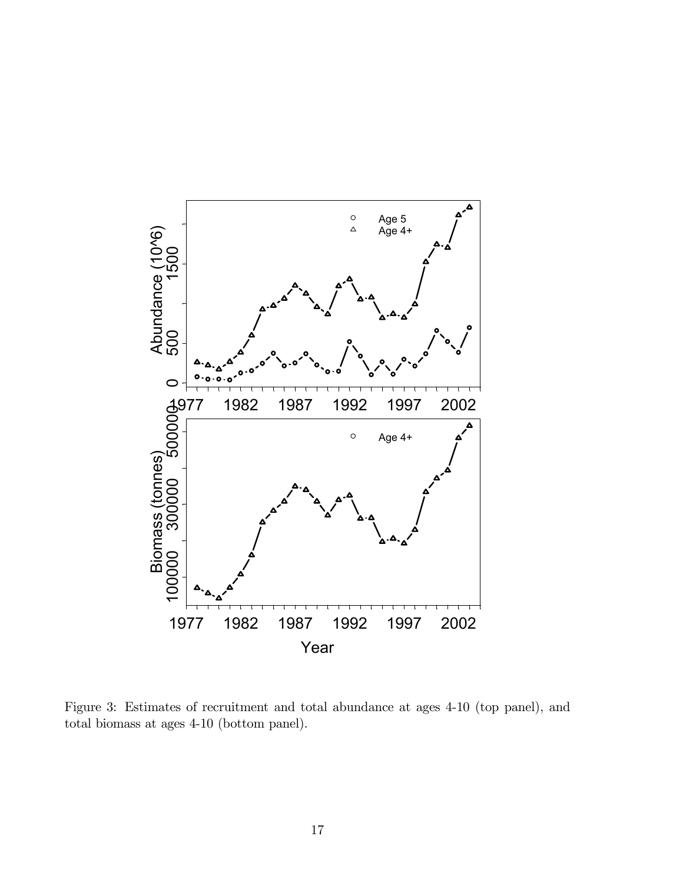Figure 3: Estimates of recruitment and total abundance at ages 4-10 (top panel), and total biomass at ages 4-10 (bottom panel).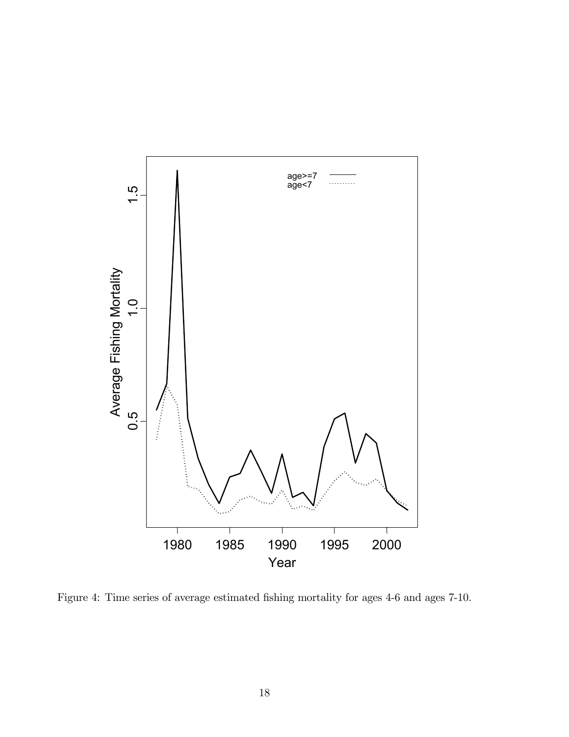Figure 4: Time series of average estimated fishing mortality for ages 4-6 and ages 7-10.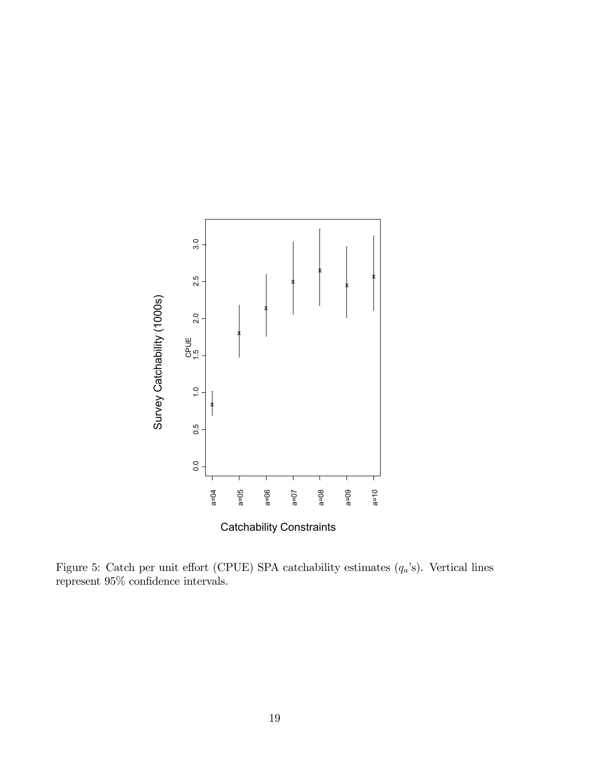Figure 5: Catch per unit effort (CPUE) SPA catchability estimates ($q_a$'s). Vertical lines represent 95% confidence intervals.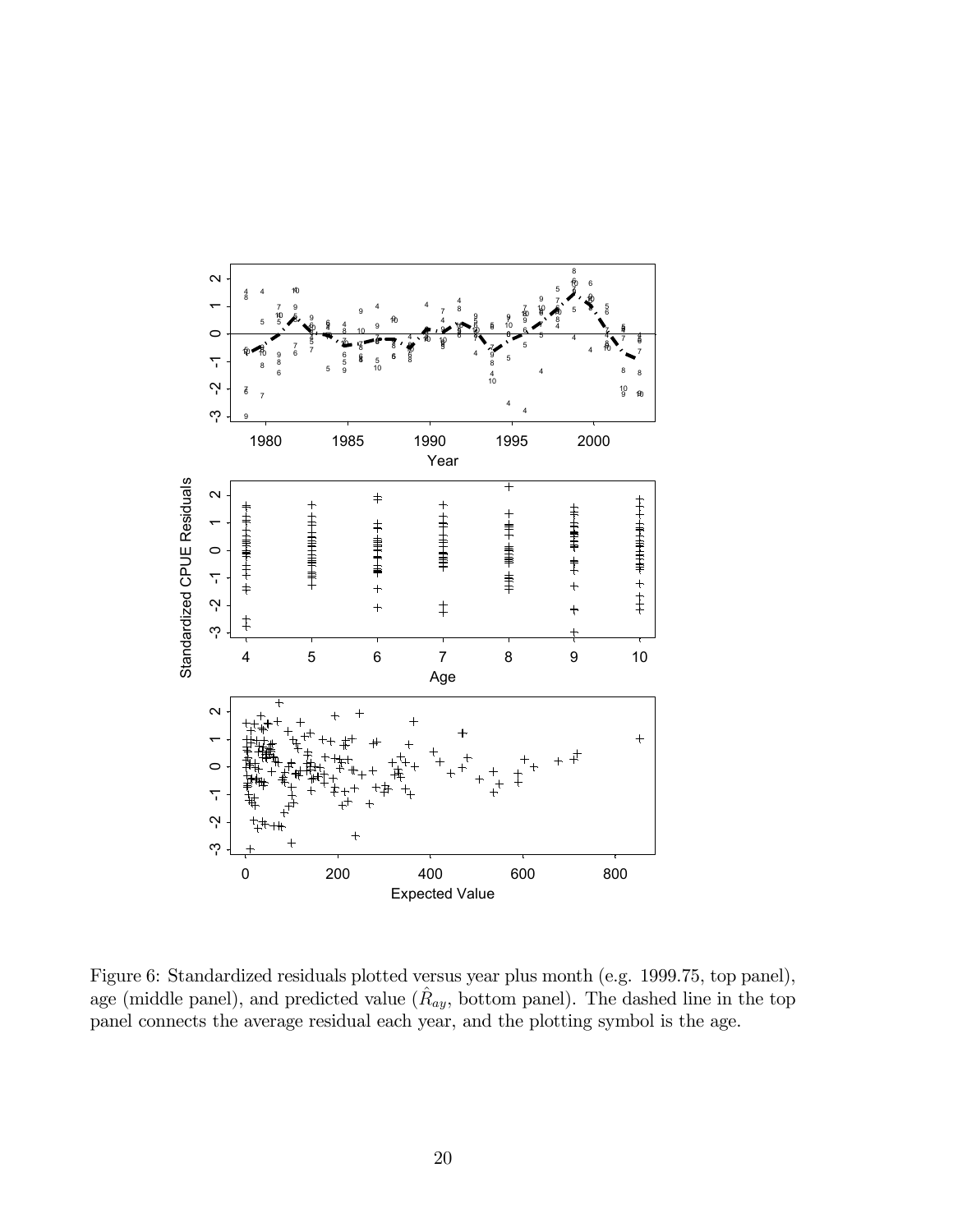Figure 6: Standardized residuals plotted versus year plus month (e.g. 1999.75, top panel), age (middle panel), and predicted value ($\hat{R}_{ay}$, bottom panel). The dashed line in the top panel connects the average residual each year, and the plotting symbol is the age.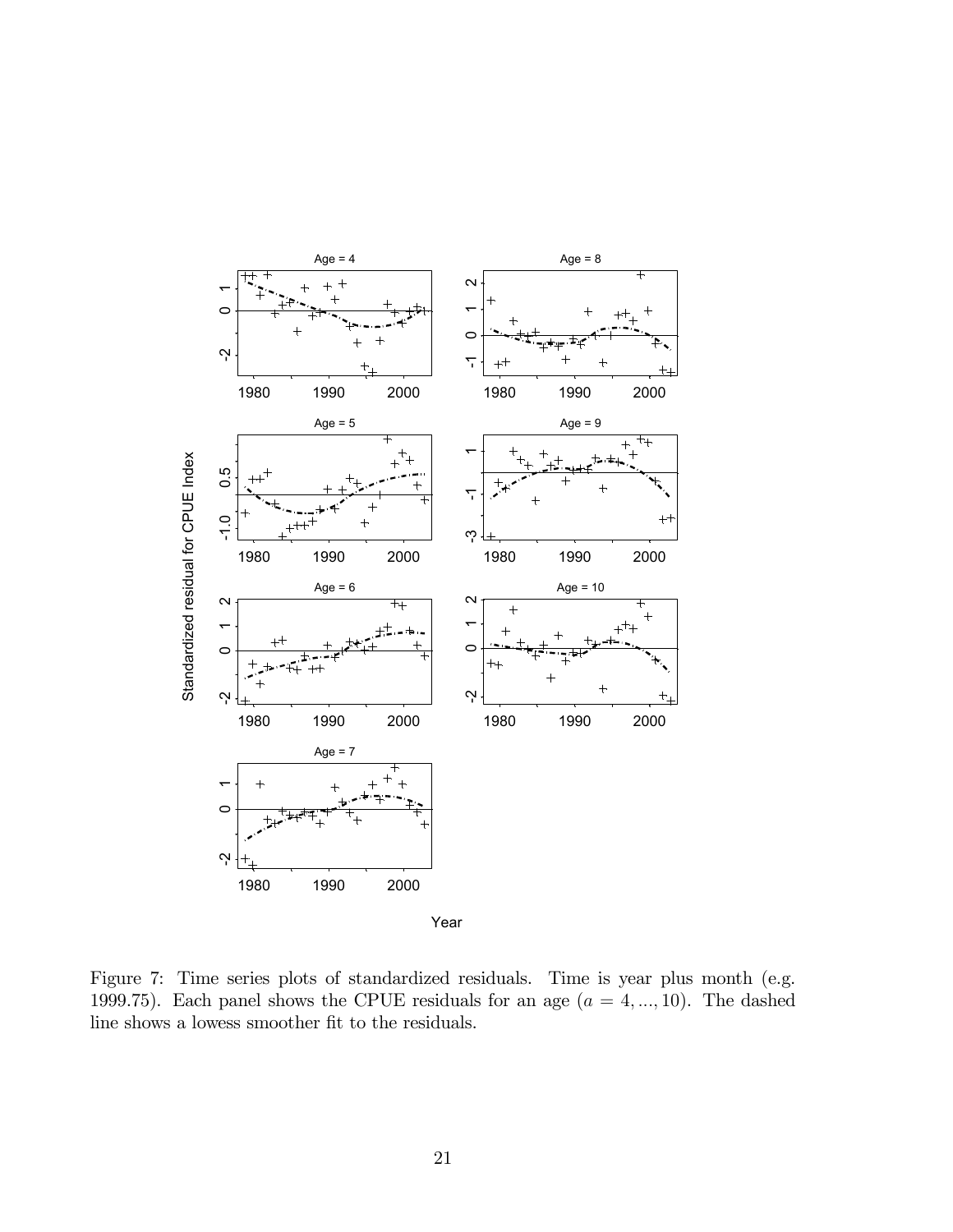Figure 7: Time series plots of standardized residuals. Time is year plus month (e.g. 1999.75). Each panel shows the CPUE residuals for an age ($a = 4, ..., 10$). The dashed line shows a lowess smoother fit to the residuals.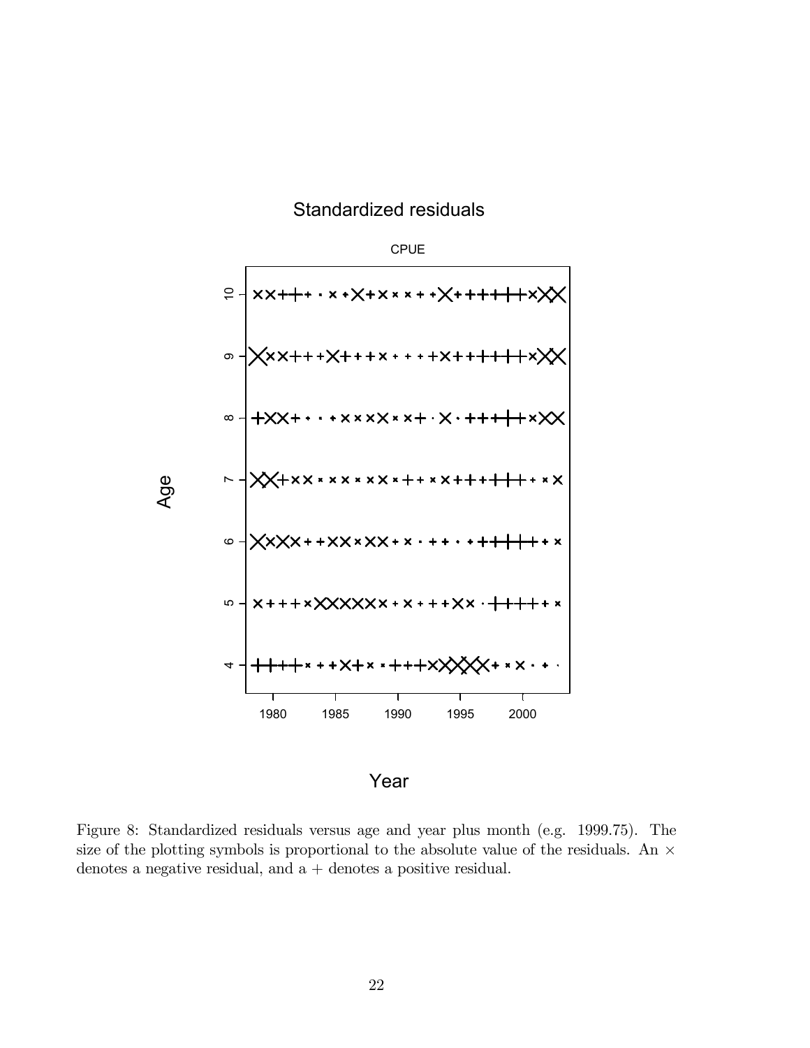Figure 8: Standardized residuals versus age and year plus month (e.g. 1999.75). The size of the plotting symbols is proportional to the absolute value of the residuals. An $\times$ denotes a negative residual, and a $+$ denotes a positive residual.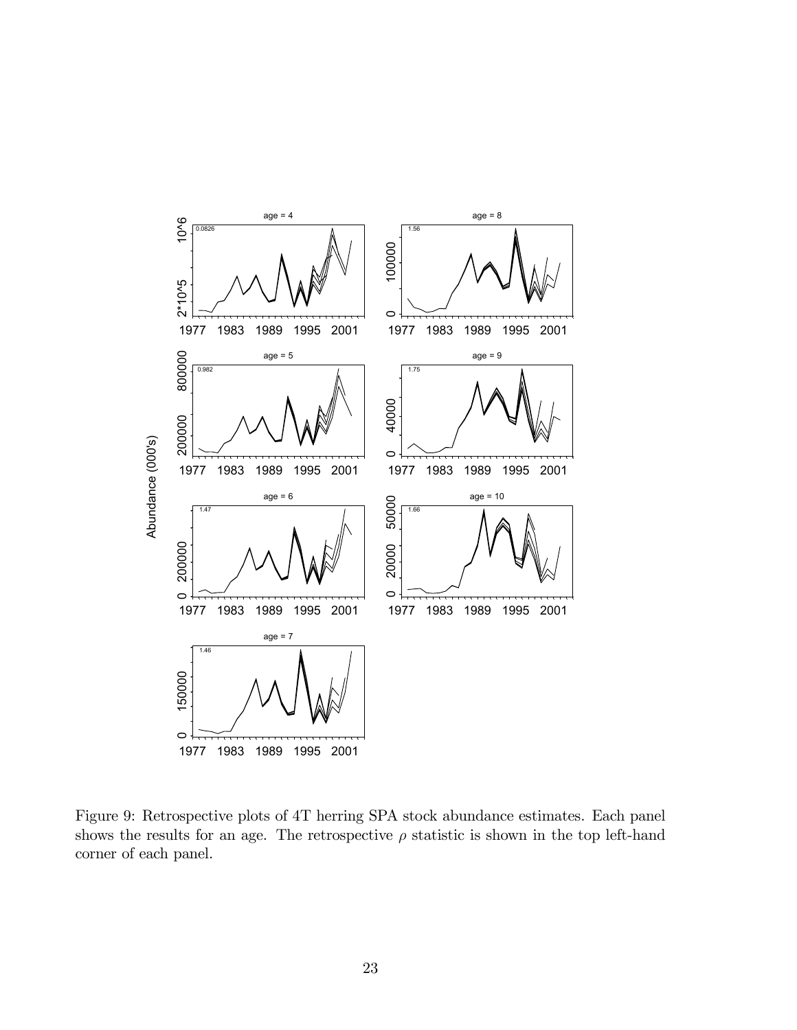Figure 9: Retrospective plots of 4T herring SPA stock abundance estimates. Each panel shows the results for an age. The retrospective $\rho$ statistic is shown in the top left-hand corner of each panel.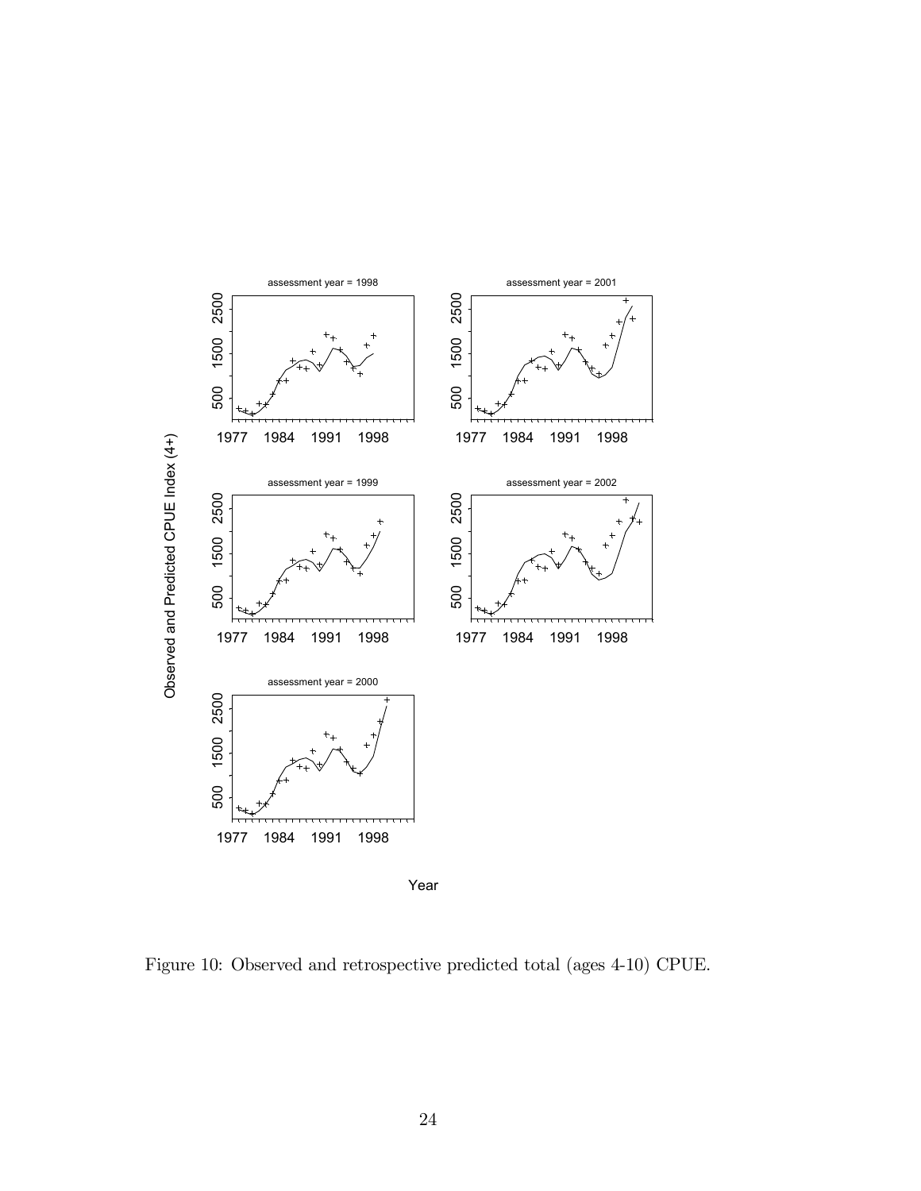Figure 10: Observed and retrospective predicted total (ages 4-10) CPUE.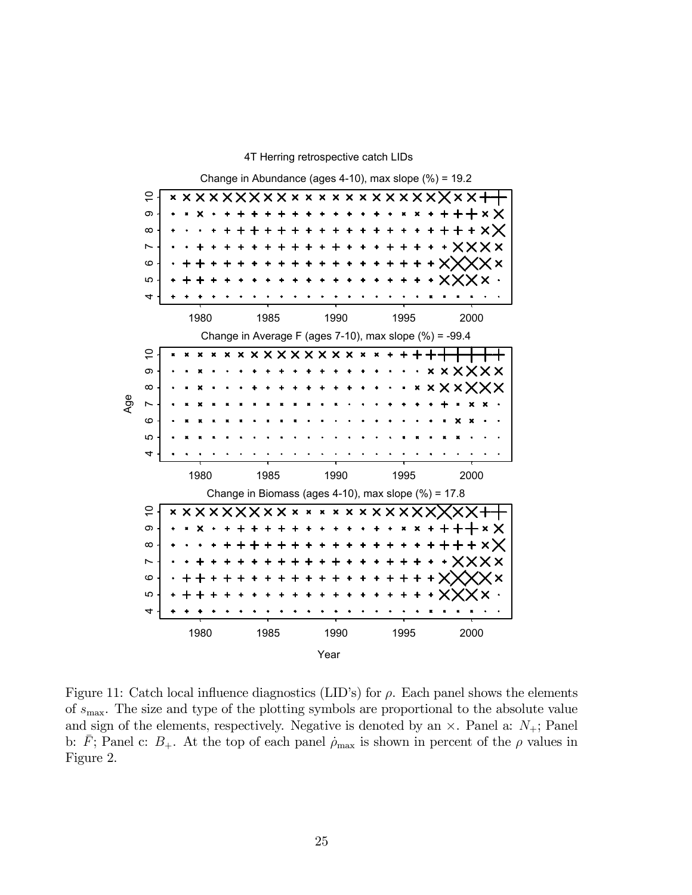Figure 11: Catch local influence diagnostics (LID's) for $\rho$. Each panel shows the elements of $s_{\max}$. The size and type of the plotting symbols are proportional to the absolute value and sign of the elements, respectively. Negative is denoted by an $\times$. Panel a: $N_{+}$; Panel b: $\bar{F}$; Panel c: $B_{+}$. At the top of each panel $\dot{\rho}_{\max}$ is shown in percent of the $\rho$ values in Figure 2.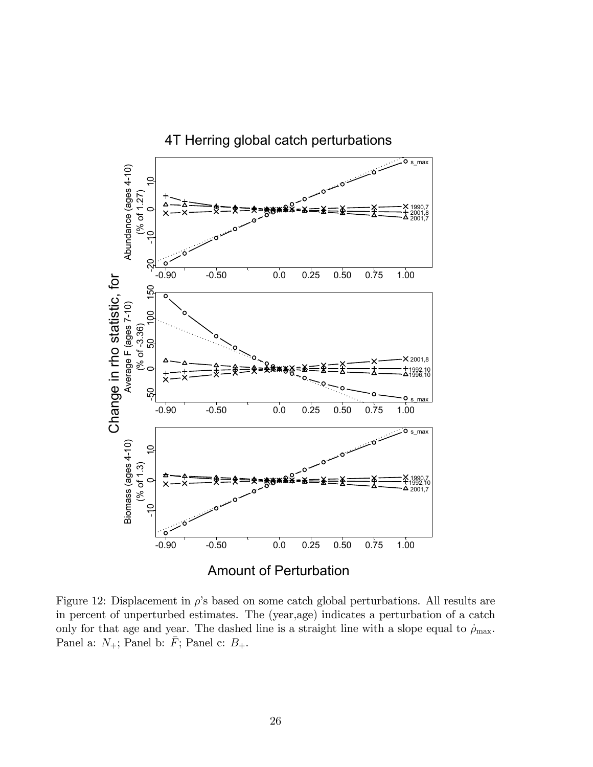Figure 12: Displacement in $\rho$'s based on some catch global perturbations. All results are in percent of unperturbed estimates. The (year,age) indicates a perturbation of a catch only for that age and year. The dashed line is a straight line with a slope equal to $\dot{\rho}_{\max}$. Panel a: $N_+$; Panel b: $\bar{F}$; Panel c: $B_+$.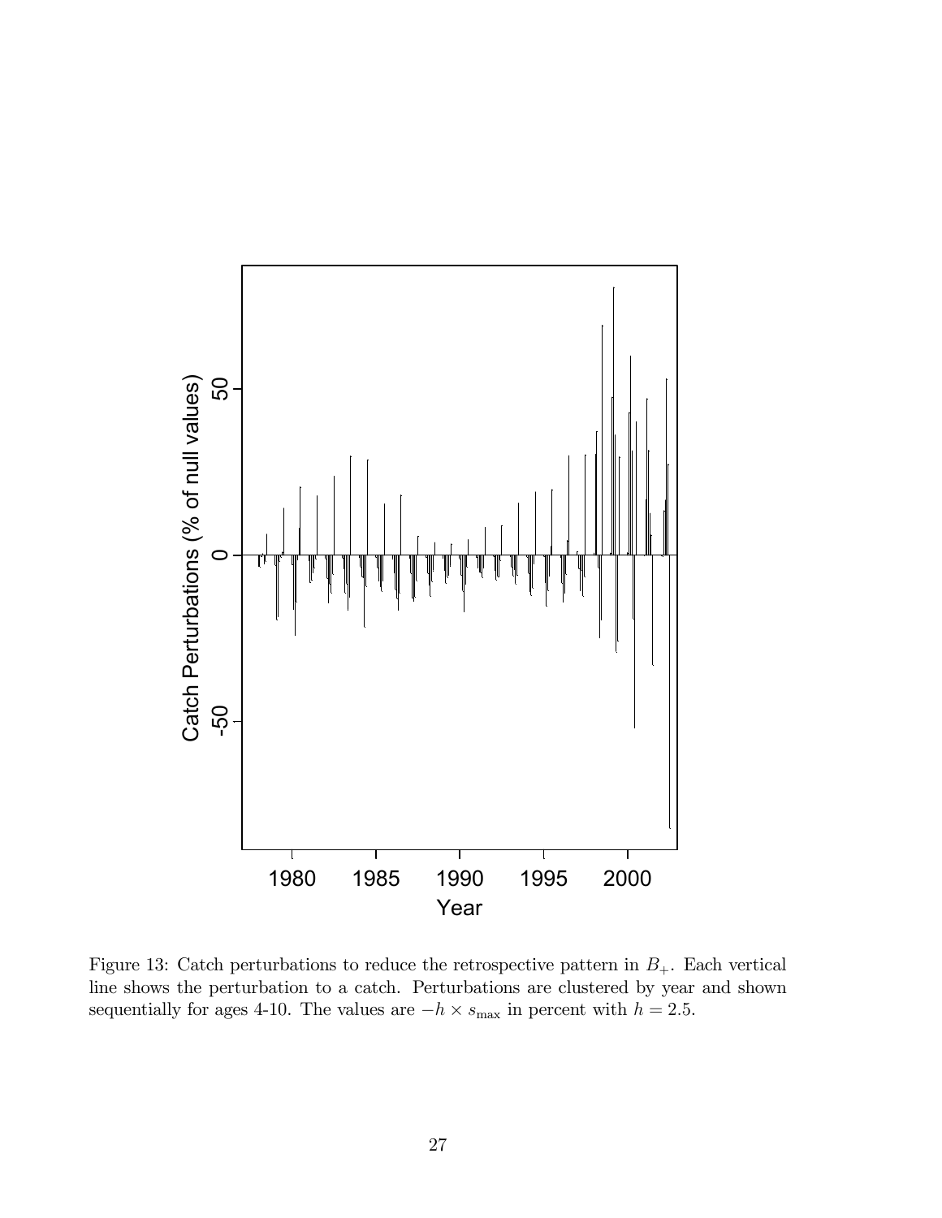Figure 13: Catch perturbations to reduce the retrospective pattern in $B_+$. Each vertical line shows the perturbation to a catch. Perturbations are clustered by year and shown sequentially for ages 4-10. The values are $-h \times s_{\max}$ in percent with $h = 2.5$.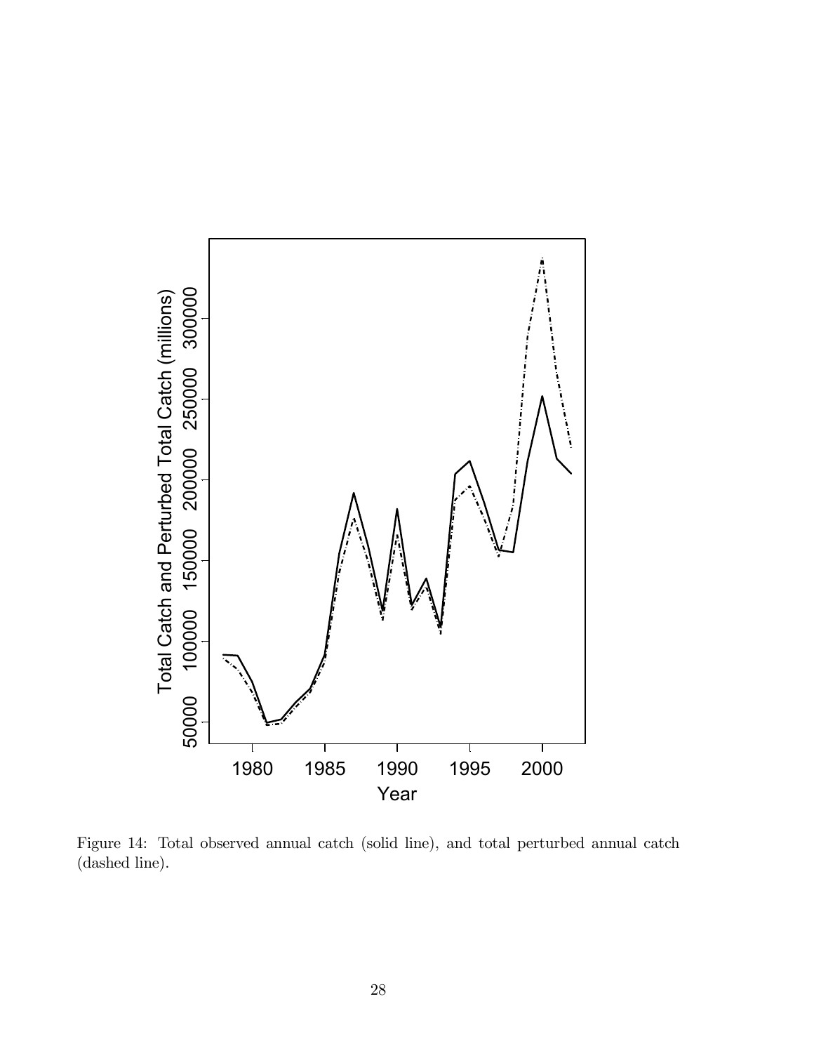Figure 14: Total observed annual catch (solid line), and total perturbed annual catch (dashed line).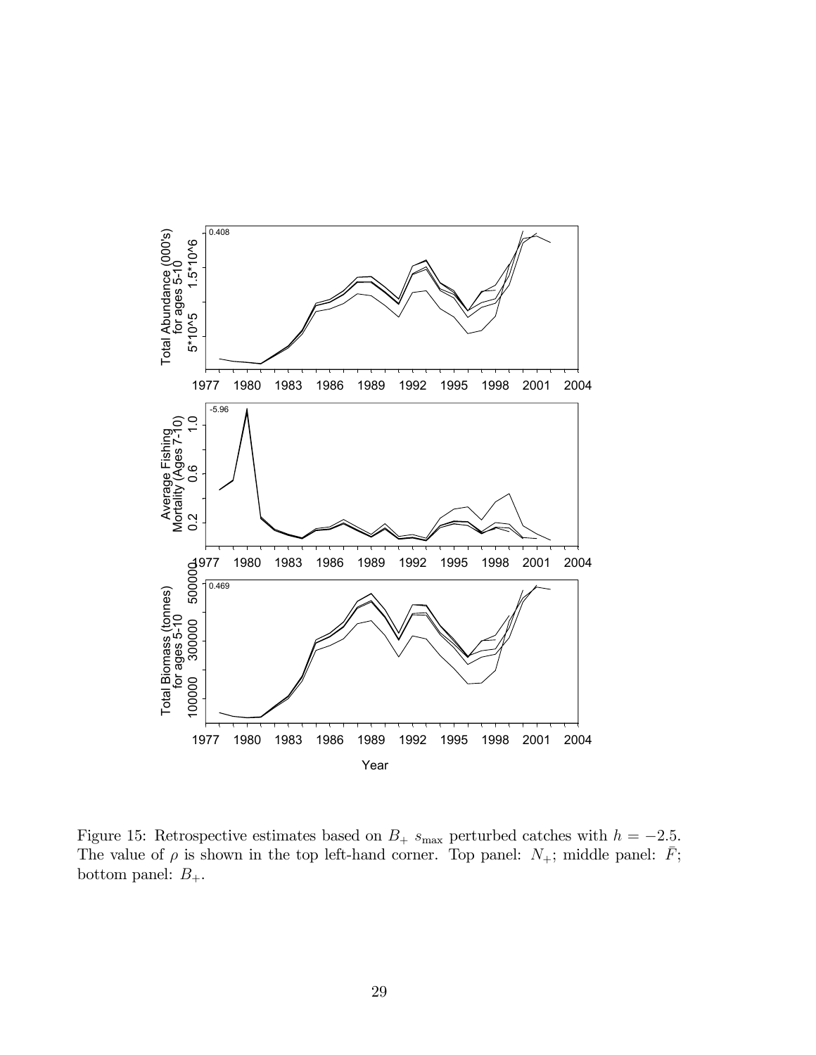Figure 15: Retrospective estimates based on $B_+$ $s_{\max}$ perturbed catches with $h = -2.5$. The value of $\rho$ is shown in the top left-hand corner. Top panel: $N_+$; middle panel: $\bar{F}$; bottom panel: $B_+$.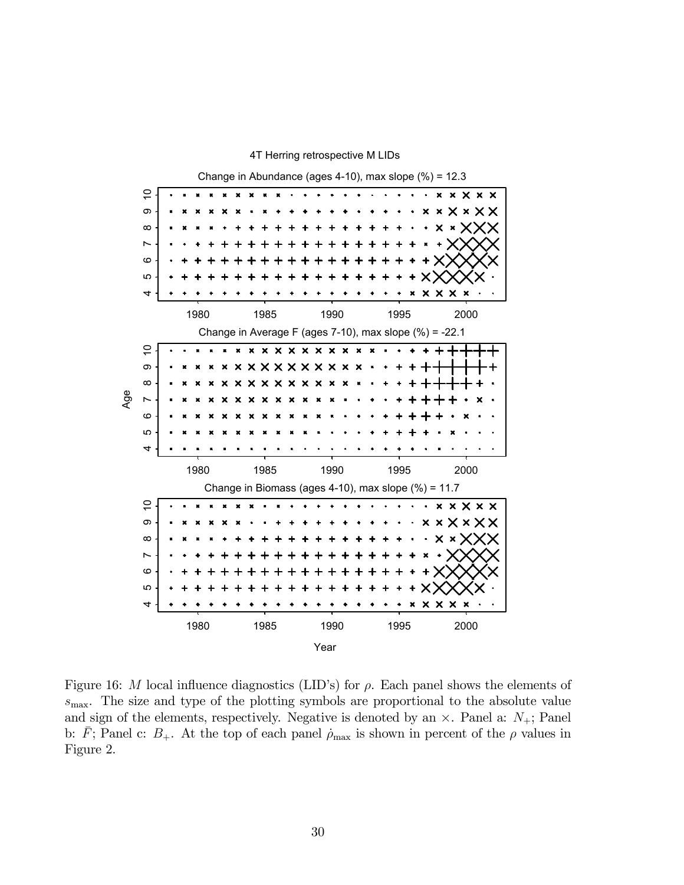Figure 16: $M$ local influence diagnostics (LID's) for $\rho$. Each panel shows the elements of $s_{\max}$. The size and type of the plotting symbols are proportional to the absolute value and sign of the elements, respectively. Negative is denoted by an $\times$. Panel a: $N_{+}$; Panel b: $\bar{F}$; Panel c: $B_{+}$. At the top of each panel $\dot{\rho}_{\max}$ is shown in percent of the $\rho$ values in Figure 2.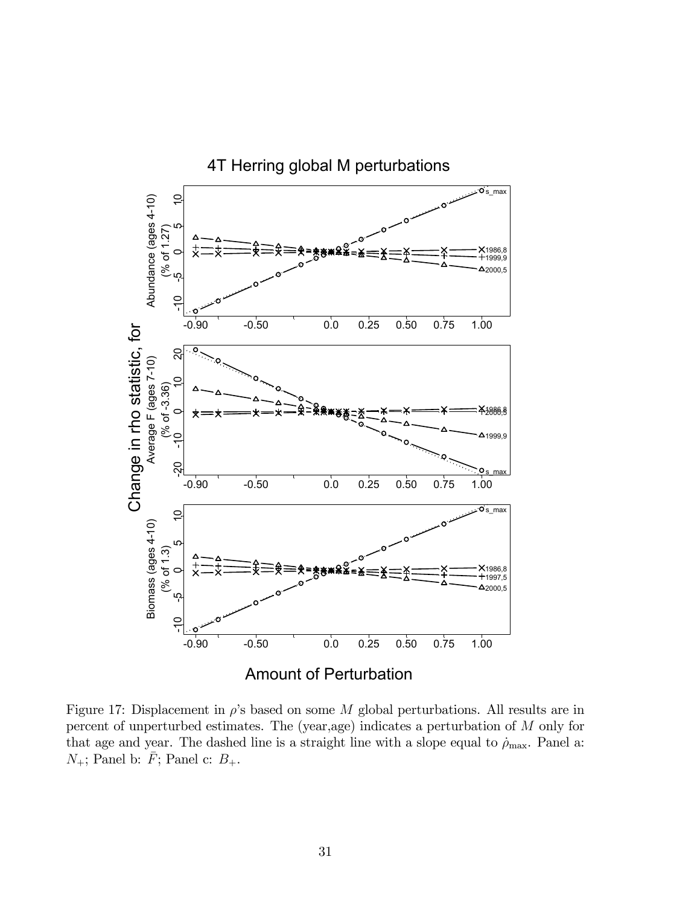Figure 17: Displacement in $\rho$'s based on some $M$ global perturbations. All results are in percent of unperturbed estimates. The (year,age) indicates a perturbation of $M$ only for that age and year. The dashed line is a straight line with a slope equal to $\dot{\rho}_{\max}$. Panel a: $N_{+}$; Panel b: $\bar{F}$; Panel c: $B_{+}$.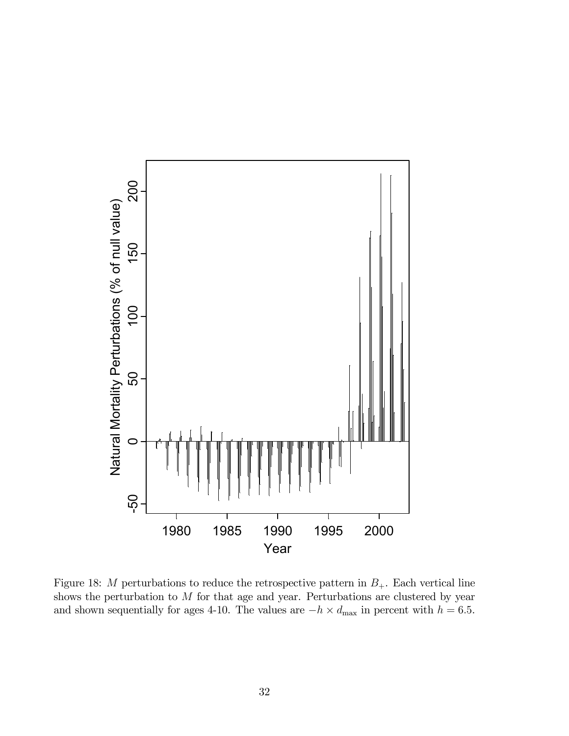Figure 18: $M$ perturbations to reduce the retrospective pattern in $B_{+}$. Each vertical line shows the perturbation to $M$ for that age and year. Perturbations are clustered by year and shown sequentially for ages 4-10. The values are $-h \times d_{\max}$ in percent with $h = 6.5$.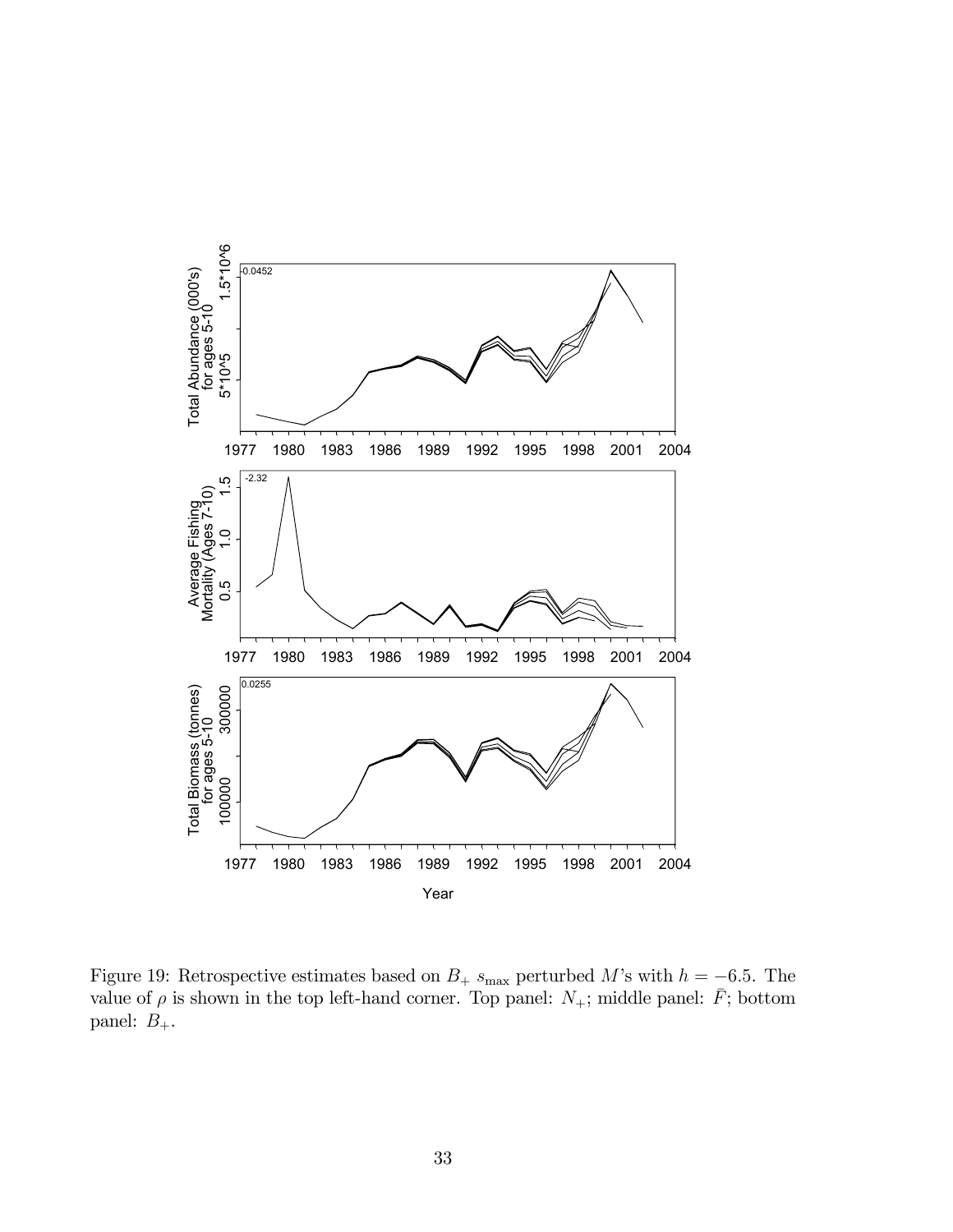Figure 19: Retrospective estimates based on $B_+$ $s_{\max}$ perturbed $M$'s with $h = -6.5$. The value of $\rho$ is shown in the top left-hand corner. Top panel: $N_+$; middle panel: $\bar{F}$; bottom panel: $B_+$.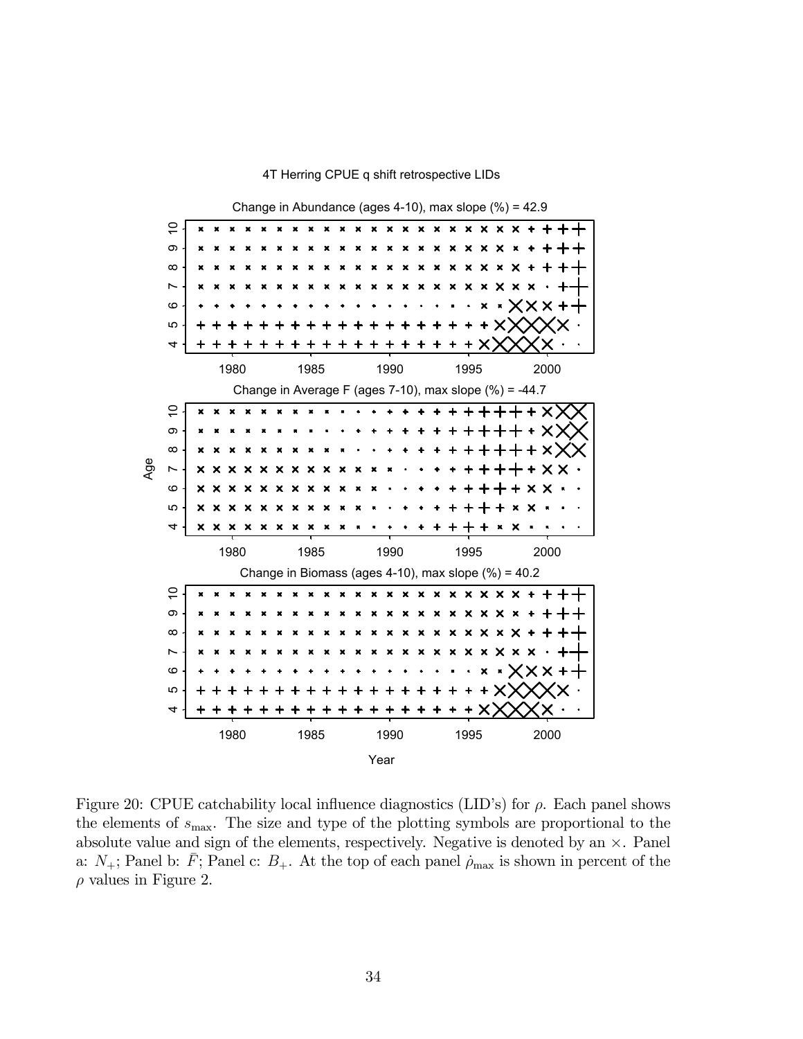4T Herring CPUE q shift retrospective LIDs

Change in Abundance (ages 4-10), max slope (%) = 42.9

Change in Average F (ages 7-10), max slope (%) = -44.7

Change in Biomass (ages 4-10), max slope (%) = 40.2

Figure 20: CPUE catchability local influence diagnostics (LID's) for $\rho$. Each panel shows the elements of $s_{\max}$. The size and type of the plotting symbols are proportional to the absolute value and sign of the elements, respectively. Negative is denoted by an $\times$. Panel a: $N_{+}$; Panel b: $\bar{F}$; Panel c: $B_{+}$. At the top of each panel $\dot{\rho}_{\max}$ is shown in percent of the $\rho$ values in Figure 2.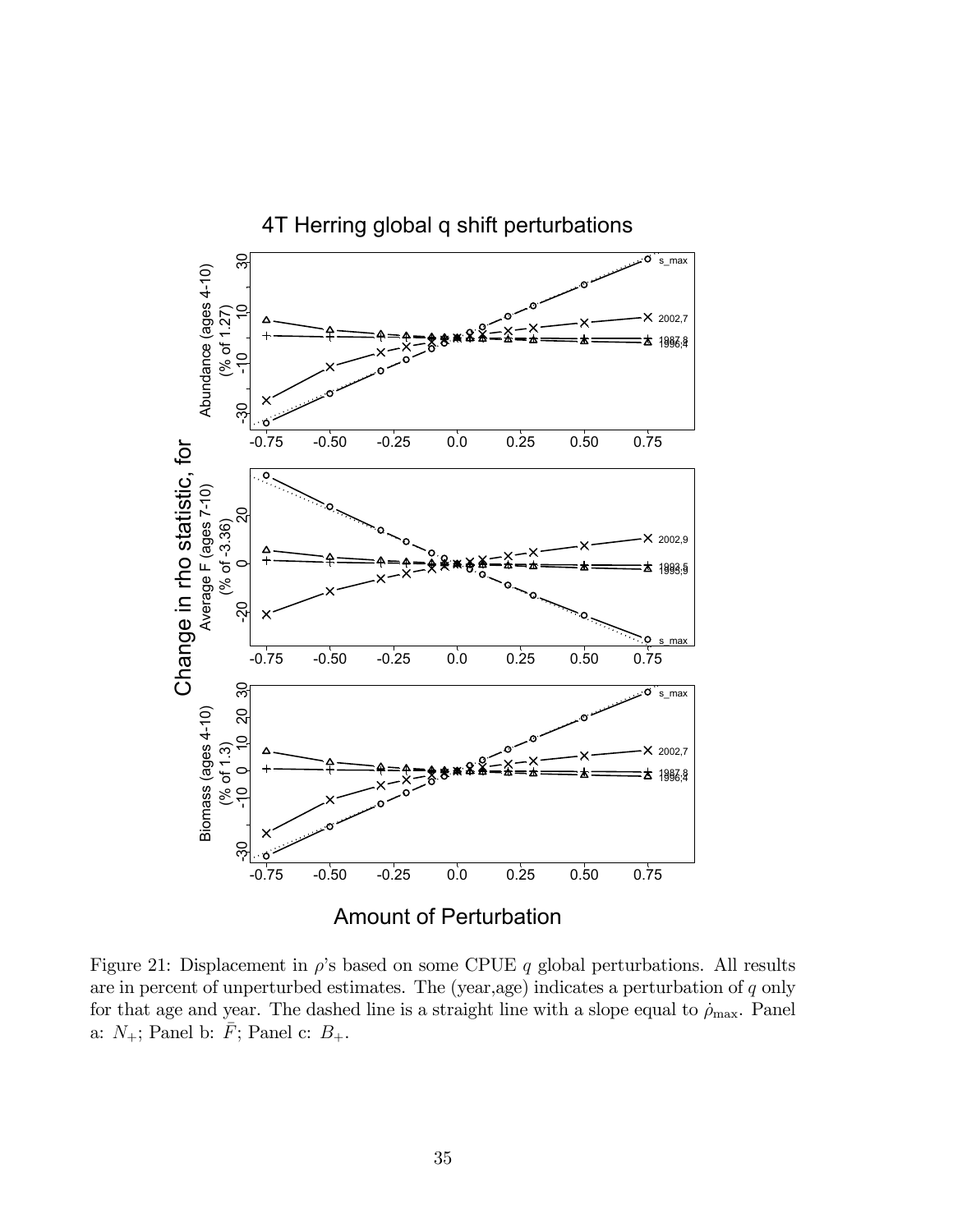Figure 21: Displacement in $\rho$'s based on some CPUE $q$ global perturbations. All results are in percent of unperturbed estimates. The (year,age) indicates a perturbation of $q$ only for that age and year. The dashed line is a straight line with a slope equal to $\dot{\rho}_{\max}$. Panel a: $N_{+}$; Panel b: $\bar{F}$; Panel c: $B_{+}$.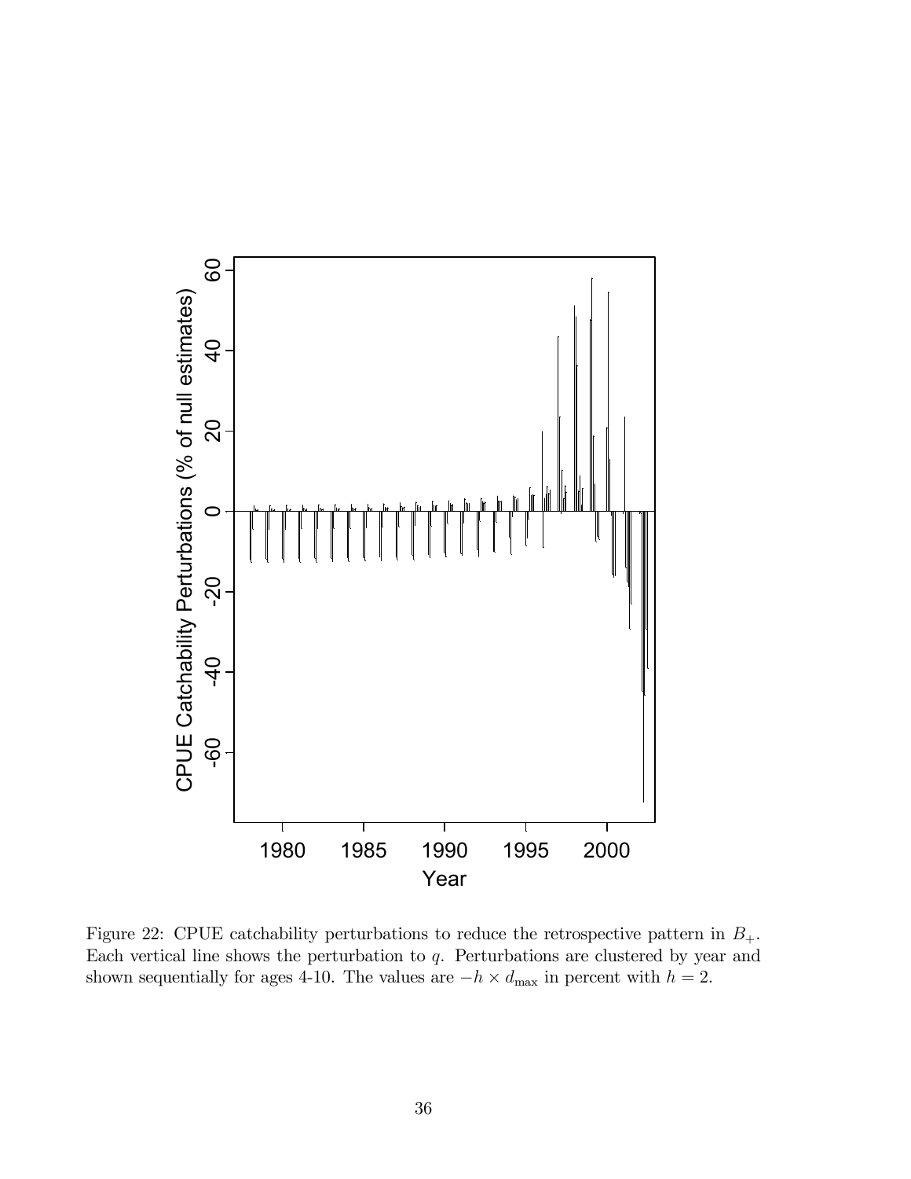Figure 22: CPUE catchability perturbations to reduce the retrospective pattern in $B_+$. Each vertical line shows the perturbation to $q$. Perturbations are clustered by year and shown sequentially for ages 4-10. The values are $-h \times d_{\max}$ in percent with $h = 2$.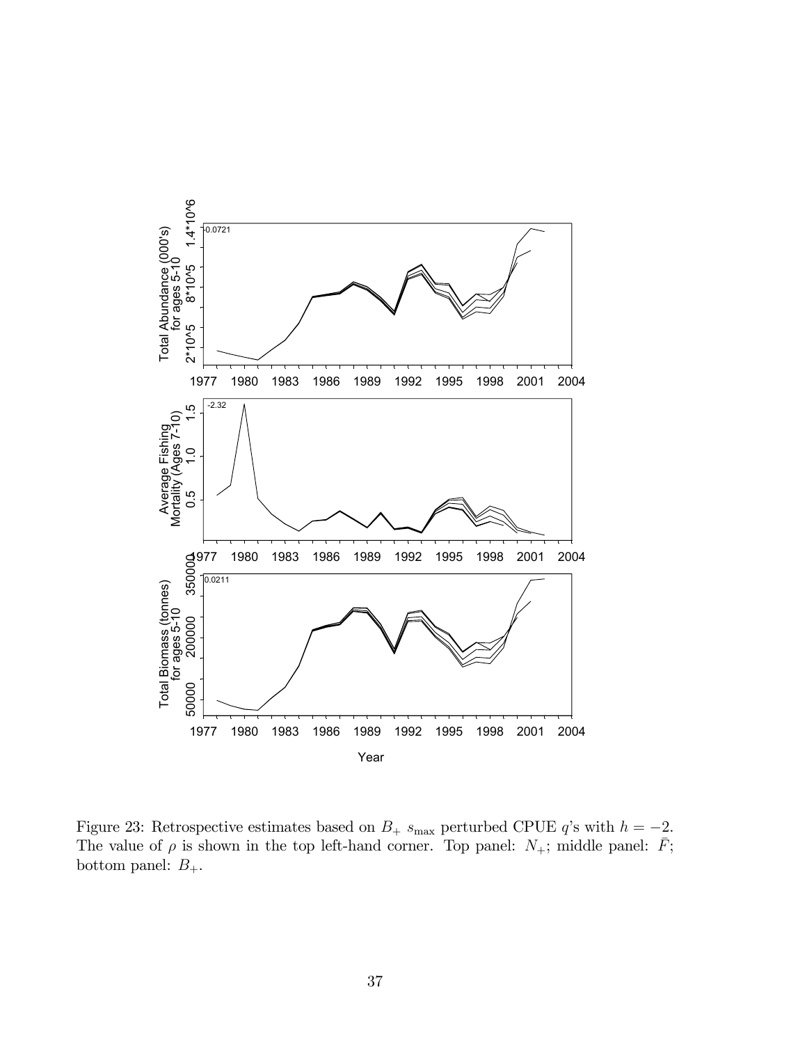Figure 23: Retrospective estimates based on $B_+$ $s_{\max}$ perturbed CPUE $q$'s with $h = -2$. The value of $\rho$ is shown in the top left-hand corner. Top panel: $N_+$; middle panel: $\bar{F}$; bottom panel: $B_+$.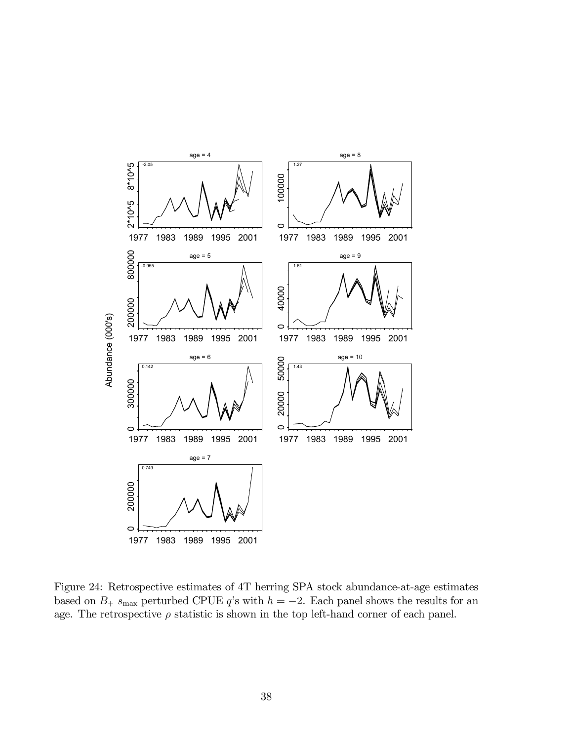Figure 24: Retrospective estimates of 4T herring SPA stock abundance-at-age estimates based on $B_+$ $s_{\max}$ perturbed CPUE $q$'s with $h = -2$. Each panel shows the results for an age. The retrospective $\rho$ statistic is shown in the top left-hand corner of each panel.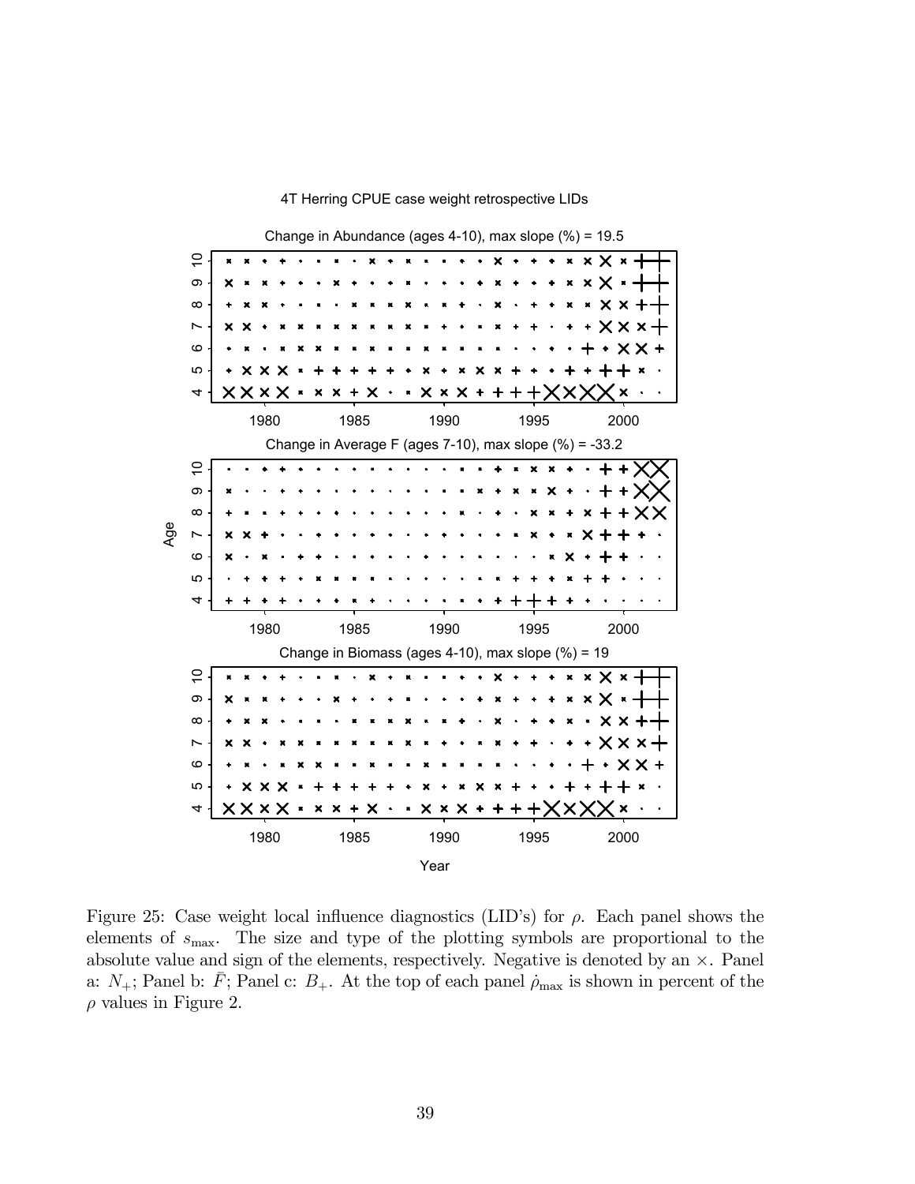4T Herring CPUE case weight retrospective LIDs

Change in Abundance (ages 4-10), max slope (%) = 19.5

Change in Average F (ages 7-10), max slope (%) = -33.2

Change in Biomass (ages 4-10), max slope (%) = 19

Figure 25: Case weight local influence diagnostics (LID's) for $\rho$. Each panel shows the elements of $s_{\max}$. The size and type of the plotting symbols are proportional to the absolute value and sign of the elements, respectively. Negative is denoted by an $\times$. Panel a: $N_+$; Panel b: $\bar{F}$; Panel c: $B_+$. At the top of each panel $\dot{\rho}_{\max}$ is shown in percent of the $\rho$ values in Figure 2.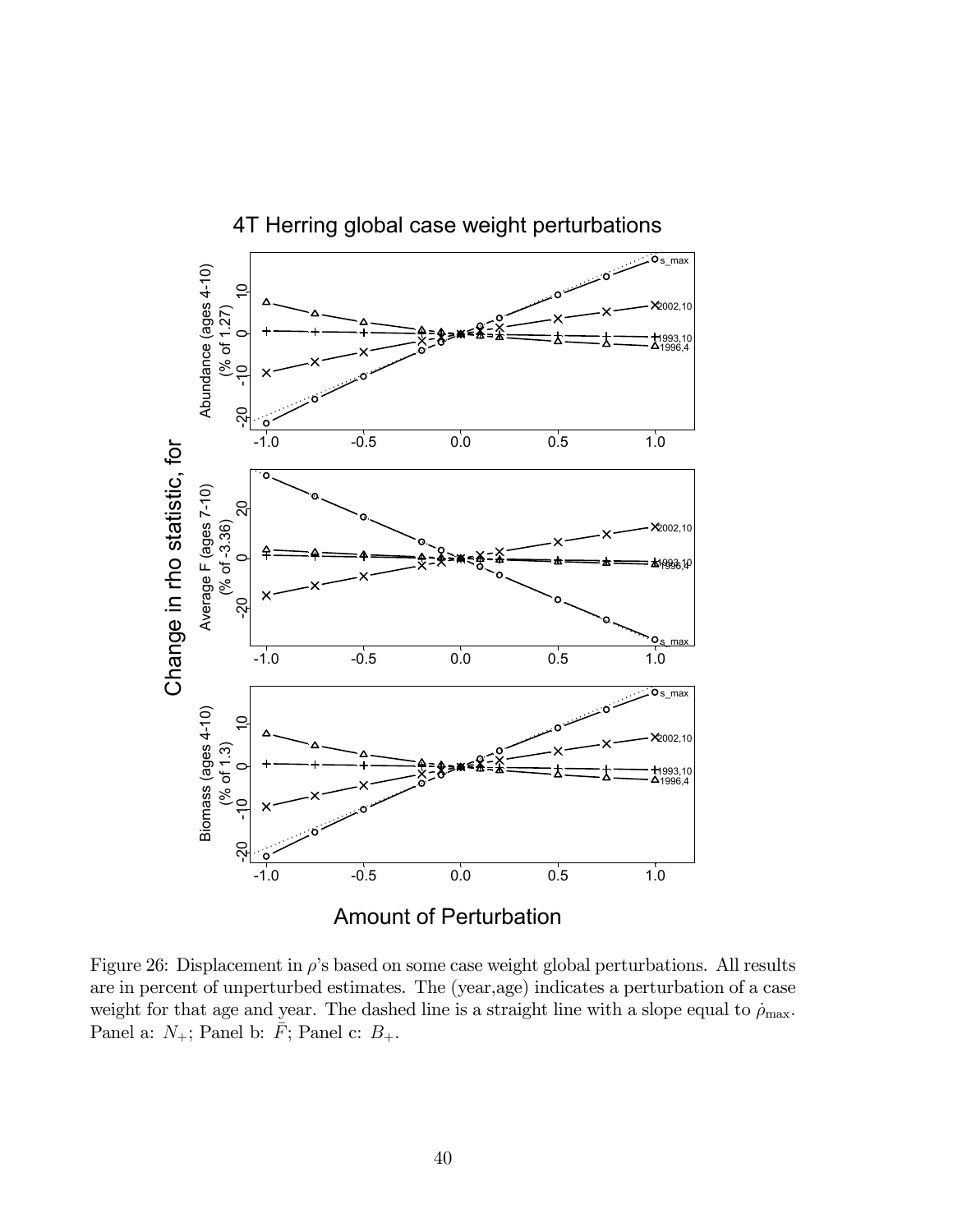Figure 26: Displacement in $\rho$'s based on some case weight global perturbations. All results are in percent of unperturbed estimates. The (year,age) indicates a perturbation of a case weight for that age and year. The dashed line is a straight line with a slope equal to $\dot{\rho}_{\max}$. Panel a: $N_{+}$; Panel b: $\bar{F}$; Panel c: $B_{+}$.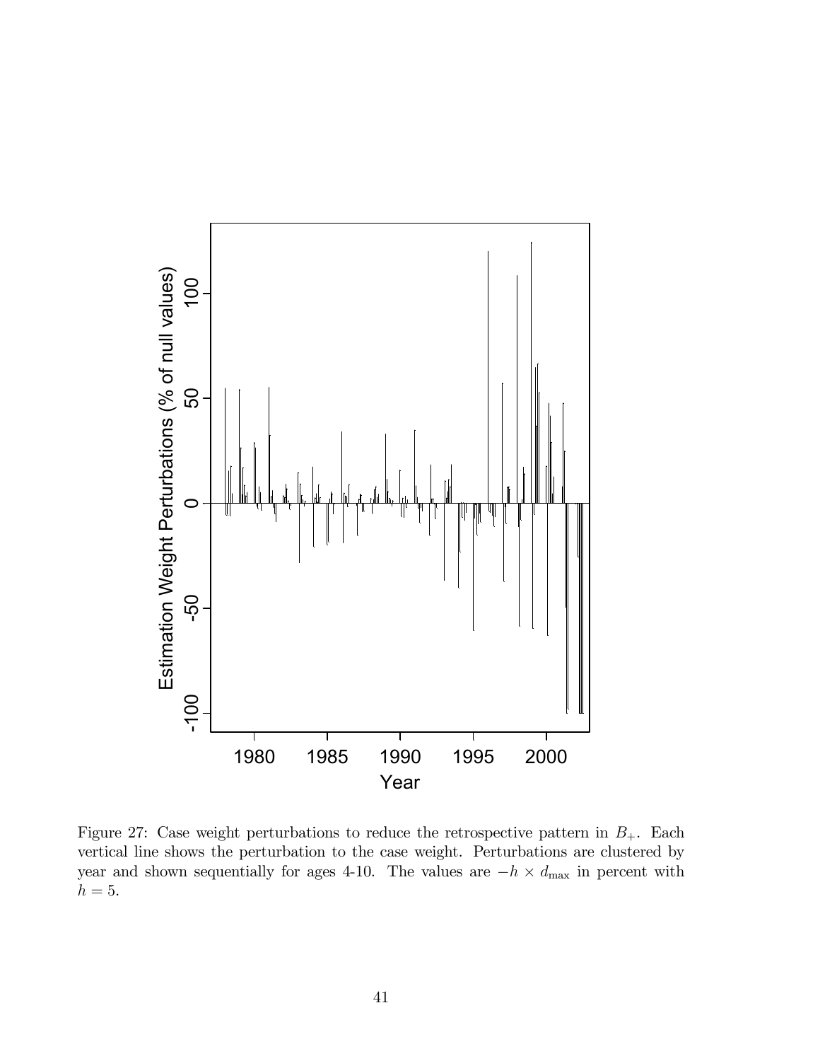Figure 27: Case weight perturbations to reduce the retrospective pattern in $B_+$. Each vertical line shows the perturbation to the case weight. Perturbations are clustered by year and shown sequentially for ages 4-10. The values are $-h \times d_{\max}$ in percent with $h = 5$.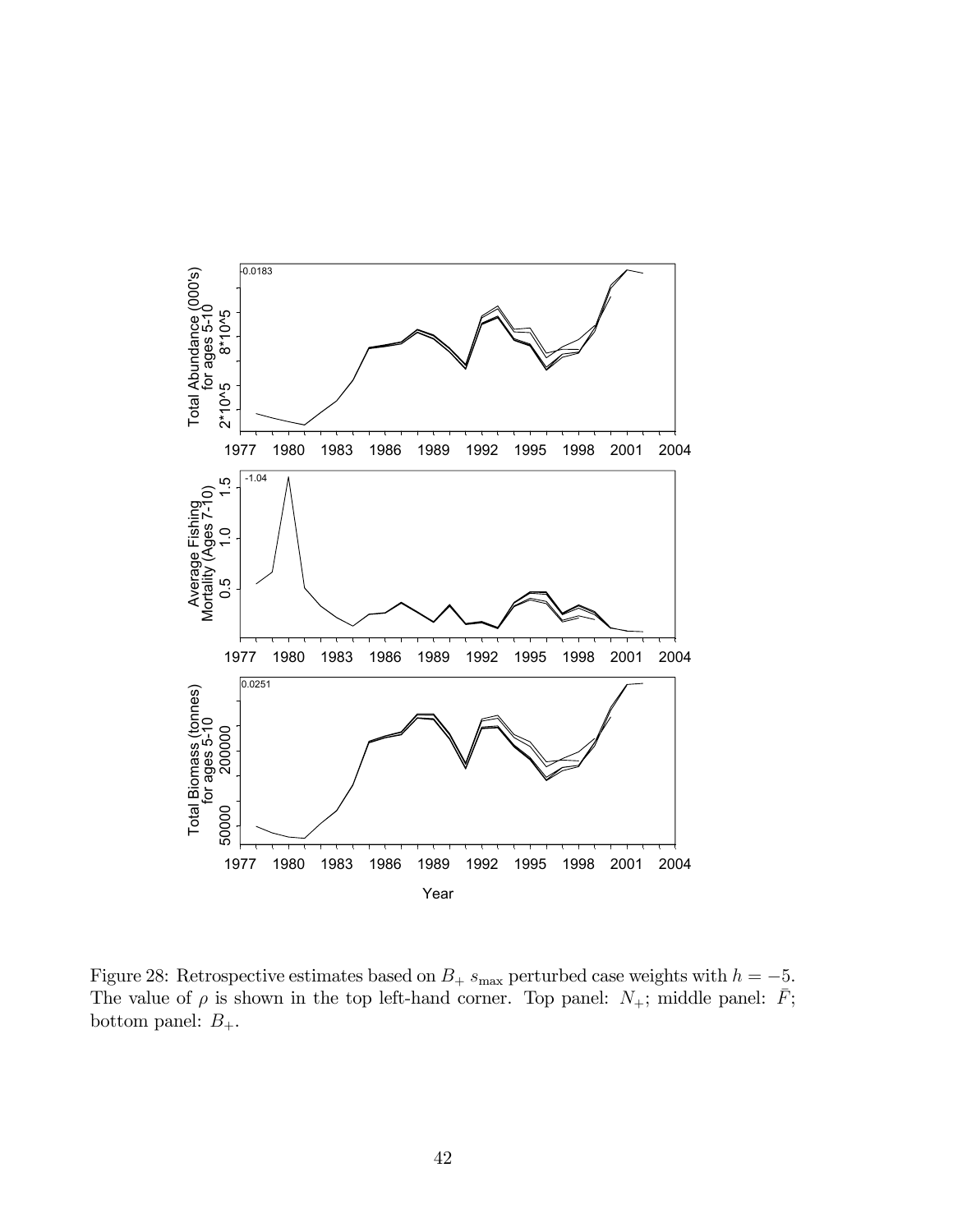Figure 28: Retrospective estimates based on $B_+$ $s_{\max}$ perturbed case weights with $h = -5$. The value of $\rho$ is shown in the top left-hand corner. Top panel: $N_+$; middle panel: $\bar{F}$; bottom panel: $B_+$.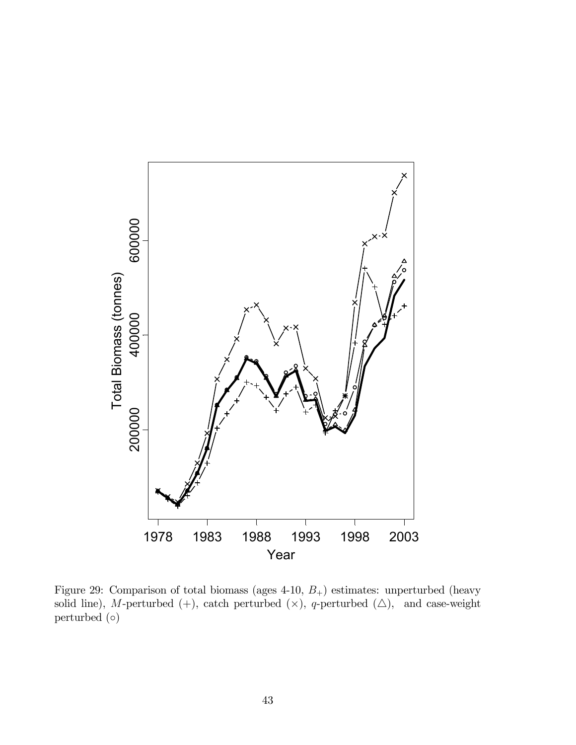Total Biomass (tonnes)

200000
400000
600000

1978
1983
1988
1993
1998
2003

Year

Figure 29: Comparison of total biomass (ages 4-10, $B_+$) estimates: unperturbed (heavy solid line), $M$-perturbed (+), catch perturbed (×), $q$-perturbed (△), and case-weight perturbed (○)